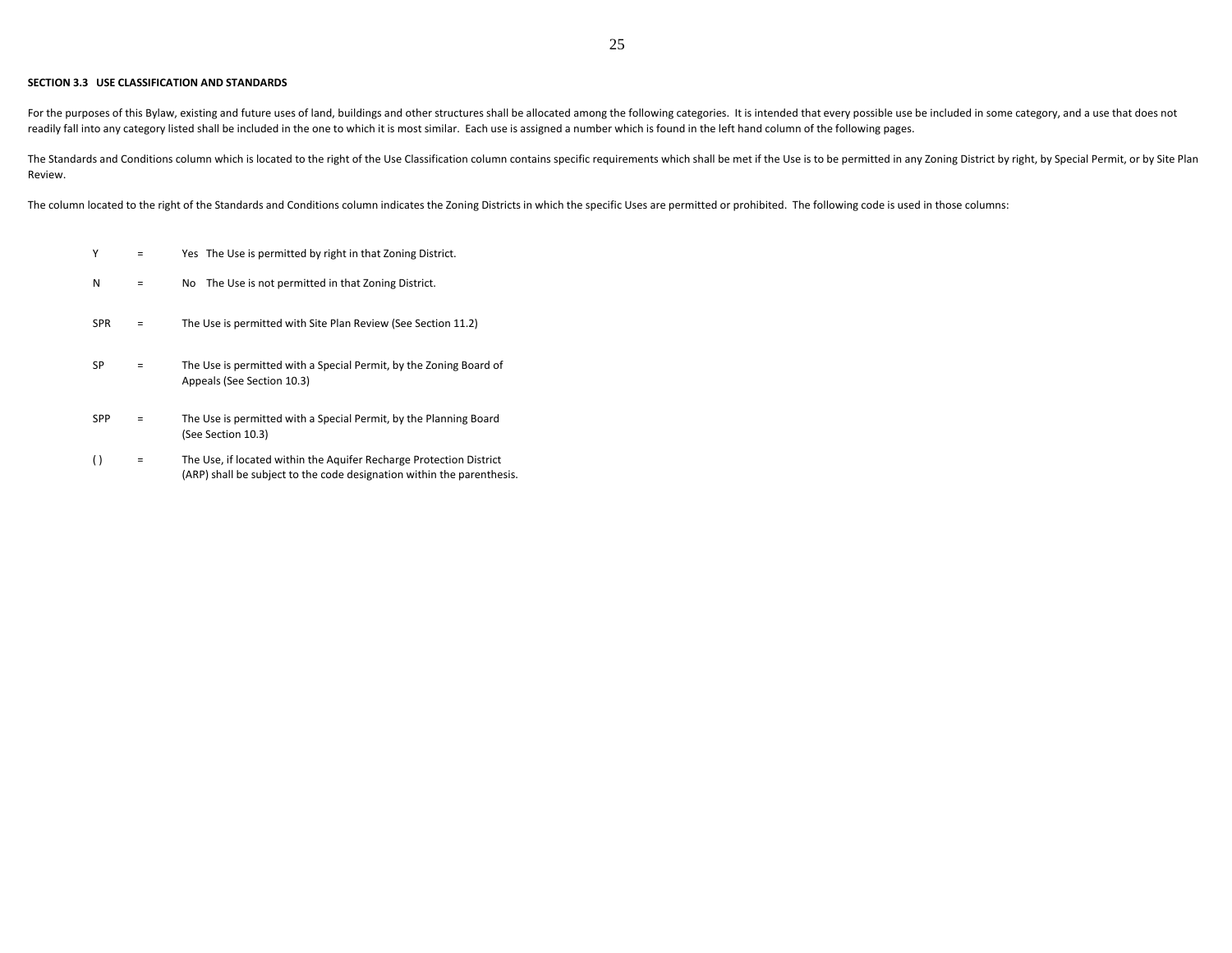**SECTION 3.3 USE CLASSIFICATION AND STANDARDS**

For the purposes of this Bylaw, existing and future uses of land, buildings and other structures shall be allocated among the following categories. It is intended that every possible use be included in some category, and a use that does not readily fall into any category listed shall be included in the one to which it is most similar. Each use is assigned a number which is found in the left hand column of the following pages.

The Standards and Conditions column which is located to the right of the Use Classification column contains specific requirements which shall be met if the Use is to be permitted in any Zoning District by right, by Special Permit, or by Site Plan Review.

The column located to the right of the Standards and Conditions column indicates the Zoning Districts in which the specific Uses are permitted or prohibited. The following code is used in those columns:

| | | |
|---|---|---|
| Y | = | Yes The Use is permitted by right in that Zoning District. |
| N | = | No The Use is not permitted in that Zoning District. |
| SPR | = | The Use is permitted with Site Plan Review (See Section 11.2) |
| SP | = | The Use is permitted with a Special Permit, by the Zoning Board of Appeals (See Section 10.3) |
| SPP | = | The Use is permitted with a Special Permit, by the Planning Board (See Section 10.3) |
| ( ) | = | The Use, if located within the Aquifer Recharge Protection District (ARP) shall be subject to the code designation within the parenthesis. |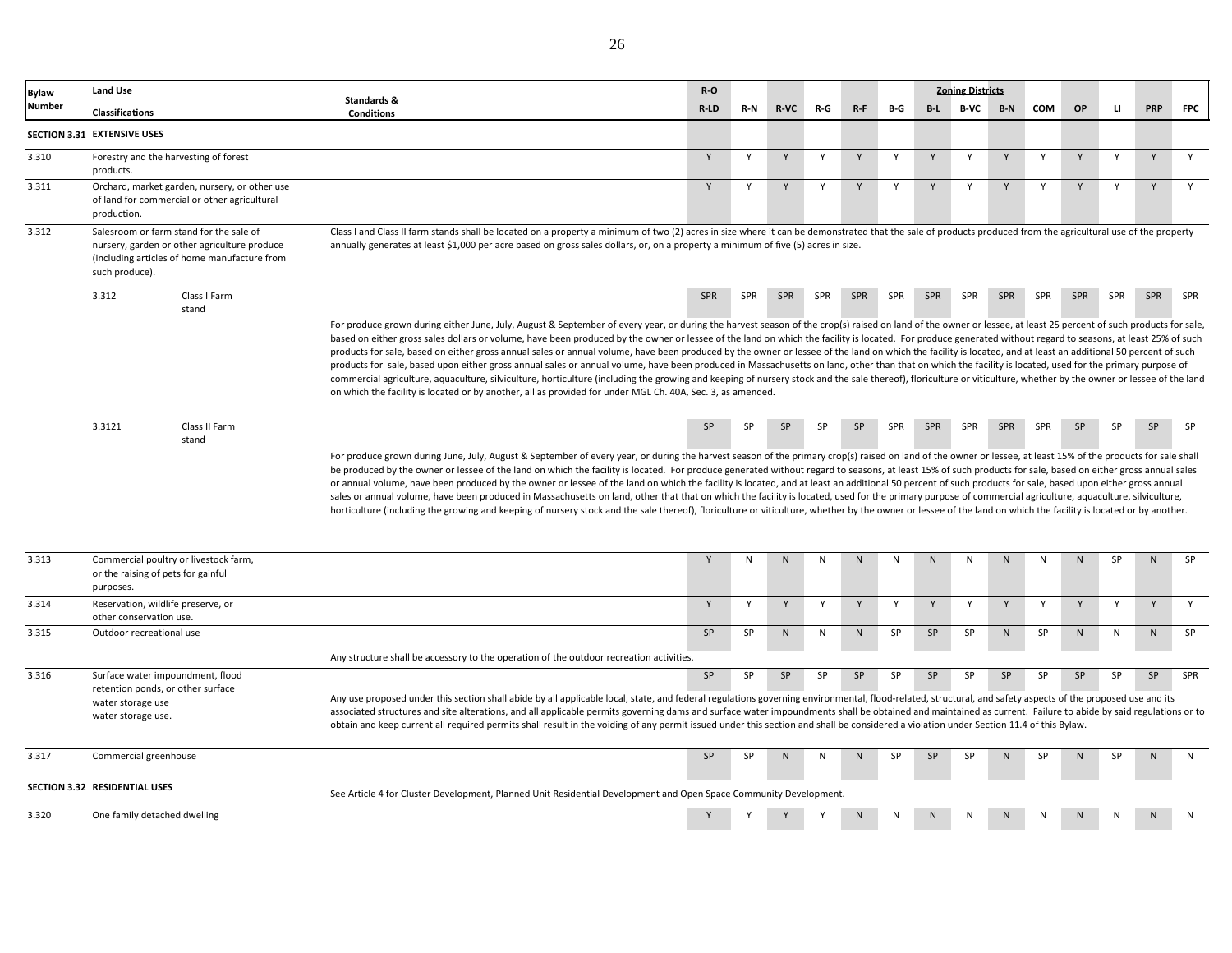| Bylaw Number | Land Use Classifications | Standards & Conditions | R-O R-LD | R-N | R-VC | R-G | R-F | B-G | B-L | B-VC | B-N | COM | OP | LI | PRP | FPC |
|---|---|---|---|---|---|---|---|---|---|---|---|---|---|---|---|---|
| | | | | | | | | | | Zoning Districts | | | | | | |
| **SECTION 3.31** | **EXTENSIVE USES** | | | | | | | | | | | | | | | |
| 3.310 | Forestry and the harvesting of forest products. | | Y | Y | Y | Y | Y | Y | Y | Y | Y | Y | Y | Y | Y | Y |
| 3.311 | Orchard, market garden, nursery, or other use of land for commercial or other agricultural production. | | Y | Y | Y | Y | Y | Y | Y | Y | Y | Y | Y | Y | Y | Y |
| 3.312 | Salesroom or farm stand for the sale of nursery, garden or other agriculture produce (including articles of home manufacture from such produce). | Class I and Class II farm stands shall be located on a property a minimum of two (2) acres in size where it can be demonstrated that the sale of products produced from the agricultural use of the property annually generates at least $1,000 per acre based on gross sales dollars, or, on a property a minimum of five (5) acres in size. | | | | | | | | | | | | | | |
| 3.312 | Class I Farm stand | For produce grown during either June, July, August & September of every year, or during the harvest season of the crop(s) raised on land of the owner or lessee, at least 25 percent of such products for sale, based on either gross sales dollars or volume, have been produced by the owner or lessee of the land on which the facility is located. For produce generated without regard to seasons, at least 25% of such products for sale, based on either gross annual sales or annual volume, have been produced by the owner or lessee of the land on which the facility is located, and at least an additional 50 percent of such products for sale, based upon either gross annual sales or annual volume, have been produced in Massachusetts on land, other than that on which the facility is located, used for the primary purpose of commercial agriculture, aquaculture, silviculture, horticulture (including the growing and keeping of nursery stock and the sale thereof), floriculture or viticulture, whether by the owner or lessee of the land on which the facility is located or by another, all as provided for under MGL Ch. 40A, Sec. 3, as amended. | SPR | SPR | SPR | SPR | SPR | SPR | SPR | SPR | SPR | SPR | SPR | SPR | SPR | SPR |
| 3.3121 | Class II Farm stand | For produce grown during June, July, August & September of every year, or during the harvest season of the primary crop(s) raised on land of the owner or lessee, at least 15% of the products for sale shall be produced by the owner or lessee of the land on which the facility is located. For produce generated without regard to seasons, at least 15% of such products for sale, based on either gross annual sales or annual volume, have been produced by the owner or lessee of the land on which the facility is located, and at least an additional 50 percent of such products for sale, based upon either gross annual sales or annual volume, have been produced in Massachusetts on land, other that that on which the facility is located, used for the primary purpose of commercial agriculture, aquaculture, silviculture, horticulture (including the growing and keeping of nursery stock and the sale thereof), floriculture or viticulture, whether by the owner or lessee of the land on which the facility is located or by another. | SP | SP | SP | SP | SP | SPR | SPR | SPR | SPR | SPR | SP | SP | SP | SP |
| 3.313 | Commercial poultry or livestock farm, or the raising of pets for gainful purposes. | | Y | N | N | N | N | N | N | N | N | N | N | SP | N | SP |
| 3.314 | Reservation, wildlife preserve, or other conservation use. | | Y | Y | Y | Y | Y | Y | Y | Y | Y | Y | Y | Y | Y | Y |
| 3.315 | Outdoor recreational use | Any structure shall be accessory to the operation of the outdoor recreation activities. | SP | SP | N | N | N | SP | SP | SP | N | SP | N | N | N | SP |
| 3.316 | Surface water impoundment, flood retention ponds, or other surface water storage use water storage use. | Any use proposed under this section shall abide by all applicable local, state, and federal regulations governing environmental, flood-related, structural, and safety aspects of the proposed use and its associated structures and site alterations, and all applicable permits governing dams and surface water impoundments shall be obtained and maintained as current. Failure to abide by said regulations or to obtain and keep current all required permits shall result in the voiding of any permit issued under this section and shall be considered a violation under Section 11.4 of this Bylaw. | SP | SP | SP | SP | SP | SP | SP | SP | SP | SP | SP | SP | SP | SPR |
| 3.317 | Commercial greenhouse | | SP | SP | N | N | N | SP | SP | SP | N | SP | N | SP | N | N |
| **SECTION 3.32** | **RESIDENTIAL USES** | See Article 4 for Cluster Development, Planned Unit Residential Development and Open Space Community Development. | | | | | | | | | | | | | | |
| 3.320 | One family detached dwelling | | Y | Y | Y | Y | N | N | N | N | N | N | N | N | N | N |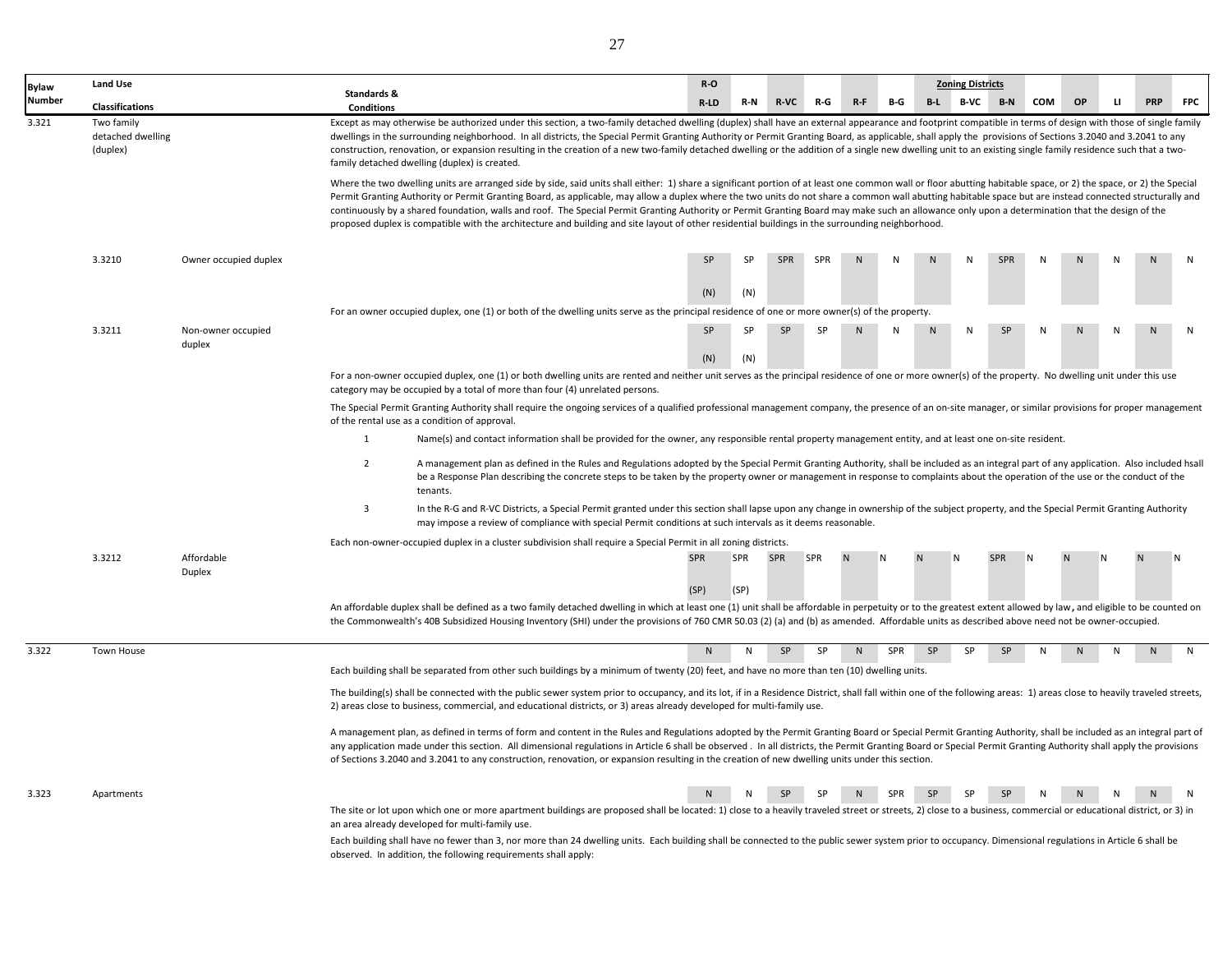| Bylaw Number | Land Use Classifications | | Standards & Conditions | R-O R-LD | R-N | R-VC | R-G | R-F | B-G | B-L | B-VC | B-N | COM | OP | LI | PRP | FPC |
|---|---|---|---|---|---|---|---|---|---|---|---|---|---|---|---|---|---|
| | | | | | | | | | | | Zoning Districts | | | | | | |
| 3.321 | Two family detached dwelling (duplex) | | | | | | | | | | | | | | | | |
| 3.3210 | Owner occupied duplex | | | SP (N) | SP (N) | SPR | SPR | N | N | N | N | SPR | N | N | N | N | N |
| 3.3211 | Non-owner occupied duplex | | | SP (N) | SP (N) | SP | SP | N | N | N | N | SP | N | N | N | N | N |
| 3.3212 | Affordable Duplex | | | SPR (SP) | SPR (SP) | SPR | SPR | N | N | N | N | SPR | N | N | N | N | N |
| 3.322 | Town House | | | N | N | SP | SP | N | SPR | SP | SP | SP | N | N | N | N | N |
| 3.323 | Apartments | | | N | N | SP | SP | N | SPR | SP | SP | SP | N | N | N | N | N |

**3.321 Two family detached dwelling (duplex)**

Except as may otherwise be authorized under this section, a two-family detached dwelling (duplex) shall have an external appearance and footprint compatible in terms of design with those of single family dwellings in the surrounding neighborhood. In all districts, the Special Permit Granting Authority or Permit Granting Board, as applicable, shall apply the provisions of Sections 3.2040 and 3.2041 to any construction, renovation, or expansion resulting in the creation of a new two-family detached dwelling or the addition of a single new dwelling unit to an existing single family residence such that a two-family detached dwelling (duplex) is created.

Where the two dwelling units are arranged side by side, said units shall either: 1) share a significant portion of at least one common wall or floor abutting habitable space, or 2) the space, or 2) the Special Permit Granting Authority or Permit Granting Board, as applicable, may allow a duplex where the two units do not share a common wall abutting habitable space but are instead connected structurally and continuously by a shared foundation, walls and roof. The Special Permit Granting Authority or Permit Granting Board may make such an allowance only upon a determination that the design of the proposed duplex is compatible with the architecture and building and site layout of other residential buildings in the surrounding neighborhood.

**3.3210 Owner occupied duplex**

For an owner occupied duplex, one (1) or both of the dwelling units serve as the principal residence of one or more owner(s) of the property.

**3.3211 Non-owner occupied duplex**

For a non-owner occupied duplex, one (1) or both dwelling units are rented and neither unit serves as the principal residence of one or more owner(s) of the property. No dwelling unit under this use category may be occupied by a total of more than four (4) unrelated persons.

The Special Permit Granting Authority shall require the ongoing services of a qualified professional management company, the presence of an on-site manager, or similar provisions for proper management of the rental use as a condition of approval.

1. Name(s) and contact information shall be provided for the owner, any responsible rental property management entity, and at least one on-site resident.
2. A management plan as defined in the Rules and Regulations adopted by the Special Permit Granting Authority, shall be included as an integral part of any application. Also included hsall be a Response Plan describing the concrete steps to be taken by the property owner or management in response to complaints about the operation of the use or the conduct of the tenants.
3. In the R-G and R-VC Districts, a Special Permit granted under this section shall lapse upon any change in ownership of the subject property, and the Special Permit Granting Authority may impose a review of compliance with special Permit conditions at such intervals as it deems reasonable.

Each non-owner-occupied duplex in a cluster subdivision shall require a Special Permit in all zoning districts.

**3.3212 Affordable Duplex**

An affordable duplex shall be defined as a two family detached dwelling in which at least one (1) unit shall be affordable in perpetuity or to the greatest extent allowed by law, and eligible to be counted on the Commonwealth's 40B Subsidized Housing Inventory (SHI) under the provisions of 760 CMR 50.03 (2) (a) and (b) as amended. Affordable units as described above need not be owner-occupied.

**3.322 Town House**

Each building shall be separated from other such buildings by a minimum of twenty (20) feet, and have no more than ten (10) dwelling units.

The building(s) shall be connected with the public sewer system prior to occupancy, and its lot, if in a Residence District, shall fall within one of the following areas: 1) areas close to heavily traveled streets, 2) areas close to business, commercial, and educational districts, or 3) areas already developed for multi-family use.

A management plan, as defined in terms of form and content in the Rules and Regulations adopted by the Permit Granting Board or Special Permit Granting Authority, shall be included as an integral part of any application made under this section. All dimensional regulations in Article 6 shall be observed . In all districts, the Permit Granting Board or Special Permit Granting Authority shall apply the provisions of Sections 3.2040 and 3.2041 to any construction, renovation, or expansion resulting in the creation of new dwelling units under this section.

**3.323 Apartments**

The site or lot upon which one or more apartment buildings are proposed shall be located: 1) close to a heavily traveled street or streets, 2) close to a business, commercial or educational district, or 3) in an area already developed for multi-family use.

Each building shall have no fewer than 3, nor more than 24 dwelling units. Each building shall be connected to the public sewer system prior to occupancy. Dimensional regulations in Article 6 shall be observed. In addition, the following requirements shall apply: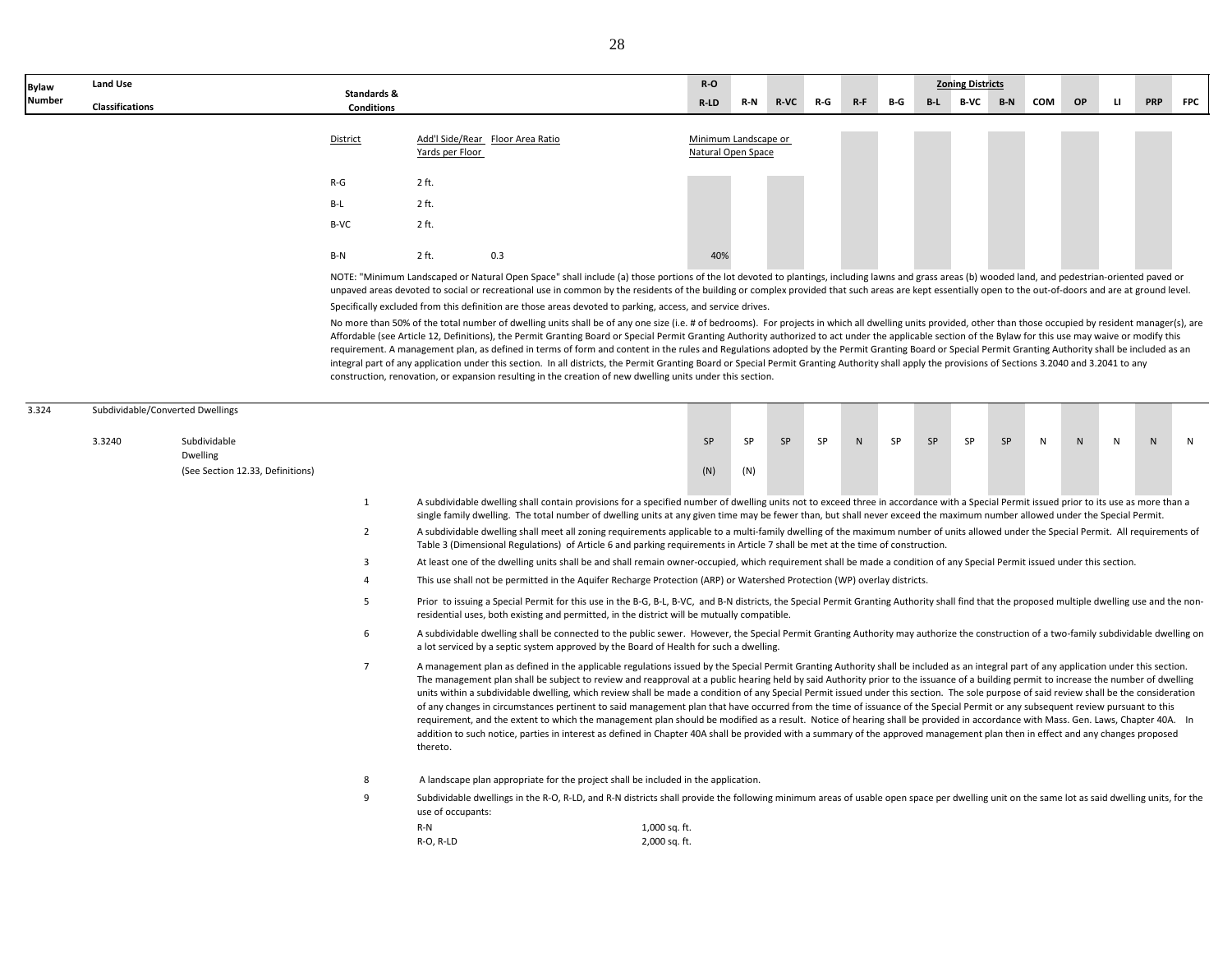| Bylaw Number | Land Use Classifications | Standards & Conditions | R-O / R-LD | R-N | R-VC | R-G | R-F | B-G | B-L | B-VC | B-N | COM | OP | LI | PRP | FPC |
|---|---|---|---|---|---|---|---|---|---|---|---|---|---|---|---|---|

| District | Add'l Side/Rear Yards per Floor | Floor Area Ratio | Minimum Landscape or Natural Open Space |
|---|---|---|---|
| R-G | 2 ft. | | |
| B-L | 2 ft. | | |
| B-VC | 2 ft. | | |
| B-N | 2 ft. | 0.3 | 40% |

NOTE: "Minimum Landscaped or Natural Open Space" shall include (a) those portions of the lot devoted to plantings, including lawns and grass areas (b) wooded land, and pedestrian-oriented paved or unpaved areas devoted to social or recreational use in common by the residents of the building or complex provided that such areas are kept essentially open to the out-of-doors and are at ground level. Specifically excluded from this definition are those areas devoted to parking, access, and service drives.

No more than 50% of the total number of dwelling units shall be of any one size (i.e. # of bedrooms). For projects in which all dwelling units provided, other than those occupied by resident manager(s), are Affordable (see Article 12, Definitions), the Permit Granting Board or Special Permit Granting Authority authorized to act under the applicable section of the Bylaw for this use may waive or modify this requirement. A management plan, as defined in terms of form and content in the rules and Regulations adopted by the Permit Granting Board or Special Permit Granting Authority shall be included as an integral part of any application under this section. In all districts, the Permit Granting Board or Special Permit Granting Authority shall apply the provisions of Sections 3.2040 and 3.2041 to any construction, renovation, or expansion resulting in the creation of new dwelling units under this section.

## 3.324 Subdividable/Converted Dwellings

| Bylaw Number | Land Use Classifications | R-O / R-LD | R-N | R-VC | R-G | R-F | B-G | B-L | B-VC | B-N | COM | OP | LI | PRP | FPC |
|---|---|---|---|---|---|---|---|---|---|---|---|---|---|---|---|
| 3.3240 | Subdividable Dwelling (See Section 12.33, Definitions) | SP (N) | SP (N) | SP | SP | N | SP | SP | SP | SP | N | N | N | N | N |

1. A subdividable dwelling shall contain provisions for a specified number of dwelling units not to exceed three in accordance with a Special Permit issued prior to its use as more than a single family dwelling. The total number of dwelling units at any given time may be fewer than, but shall never exceed the maximum number allowed under the Special Permit.
2. A subdividable dwelling shall meet all zoning requirements applicable to a multi-family dwelling of the maximum number of units allowed under the Special Permit. All requirements of Table 3 (Dimensional Regulations) of Article 6 and parking requirements in Article 7 shall be met at the time of construction.
3. At least one of the dwelling units shall be and shall remain owner-occupied, which requirement shall be made a condition of any Special Permit issued under this section.
4. This use shall not be permitted in the Aquifer Recharge Protection (ARP) or Watershed Protection (WP) overlay districts.
5. Prior to issuing a Special Permit for this use in the B-G, B-L, B-VC, and B-N districts, the Special Permit Granting Authority shall find that the proposed multiple dwelling use and the non-residential uses, both existing and permitted, in the district will be mutually compatible.
6. A subdividable dwelling shall be connected to the public sewer. However, the Special Permit Granting Authority may authorize the construction of a two-family subdividable dwelling on a lot serviced by a septic system approved by the Board of Health for such a dwelling.
7. A management plan as defined in the applicable regulations issued by the Special Permit Granting Authority shall be included as an integral part of any application under this section. The management plan shall be subject to review and reapproval at a public hearing held by said Authority prior to the issuance of a building permit to increase the number of dwelling units within a subdividable dwelling, which review shall be made a condition of any Special Permit issued under this section. The sole purpose of said review shall be the consideration of any changes in circumstances pertinent to said management plan that have occurred from the time of issuance of the Special Permit or any subsequent review pursuant to this requirement, and the extent to which the management plan should be modified as a result. Notice of hearing shall be provided in accordance with Mass. Gen. Laws, Chapter 40A. In addition to such notice, parties in interest as defined in Chapter 40A shall be provided with a summary of the approved management plan then in effect and any changes proposed thereto.
8. A landscape plan appropriate for the project shall be included in the application.
9. Subdividable dwellings in the R-O, R-LD, and R-N districts shall provide the following minimum areas of usable open space per dwelling unit on the same lot as said dwelling units, for the use of occupants:

| District | Minimum Usable Open Space |
|---|---|
| R-N | 1,000 sq. ft. |
| R-O, R-LD | 2,000 sq. ft. |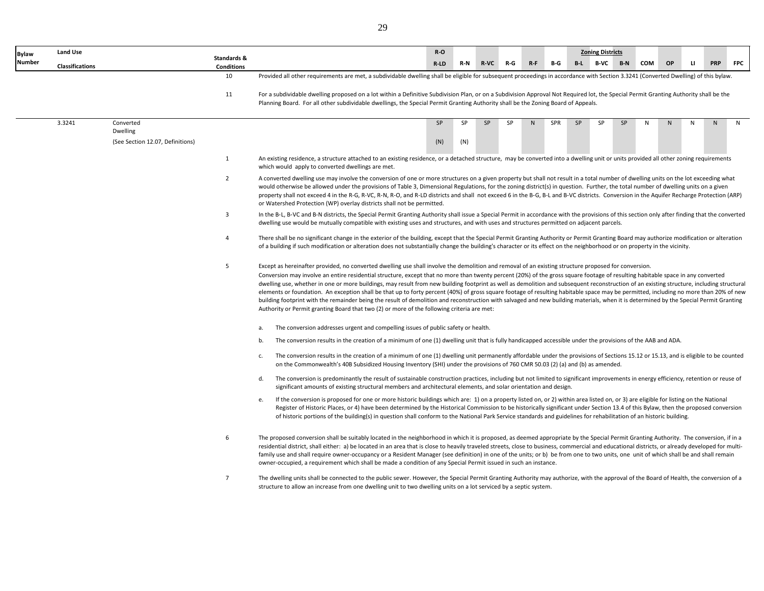| Bylaw Number | Land Use Classifications | Standards & Conditions | R-O / R-LD | R-N | R-VC | R-G | R-F | B-G | B-L | B-VC | B-N | COM | OP | LI | PRP | FPC |
|---|---|---|---|---|---|---|---|---|---|---|---|---|---|---|---|---|
| 3.3241 | Converted Dwelling (See Section 12.07, Definitions) | | SP (N) | SP (N) | SP | SP | N | SPR | SP | SP | SP | N | N | N | N | N |

10 Provided all other requirements are met, a subdividable dwelling shall be eligible for subsequent proceedings in accordance with Section 3.3241 (Converted Dwelling) of this bylaw.

11 For a subdividable dwelling proposed on a lot within a Definitive Subdivision Plan, or on a Subdivision Approval Not Required lot, the Special Permit Granting Authority shall be the Planning Board. For all other subdividable dwellings, the Special Permit Granting Authority shall be the Zoning Board of Appeals.

**3.3241 Converted Dwelling** (See Section 12.07, Definitions)

1 An existing residence, a structure attached to an existing residence, or a detached structure, may be converted into a dwelling unit or units provided all other zoning requirements which would apply to converted dwellings are met.

2 A converted dwelling use may involve the conversion of one or more structures on a given property but shall not result in a total number of dwelling units on the lot exceeding what would otherwise be allowed under the provisions of Table 3, Dimensional Regulations, for the zoning district(s) in question. Further, the total number of dwelling units on a given property shall not exceed 4 in the R-G, R-VC, R-N, R-O, and R-LD districts and shall not exceed 6 in the B-G, B-L and B-VC districts. Conversion in the Aquifer Recharge Protection (ARP) or Watershed Protection (WP) overlay districts shall not be permitted.

3 In the B-L, B-VC and B-N districts, the Special Permit Granting Authority shall issue a Special Permit in accordance with the provisions of this section only after finding that the converted dwelling use would be mutually compatible with existing uses and structures, and with uses and structures permitted on adjacent parcels.

4 There shall be no significant change in the exterior of the building, except that the Special Permit Granting Authority or Permit Granting Board may authorize modification or alteration of a building if such modification or alteration does not substantially change the building's character or its effect on the neighborhood or on property in the vicinity.

5 Except as hereinafter provided, no converted dwelling use shall involve the demolition and removal of an existing structure proposed for conversion. Conversion may involve an entire residential structure, except that no more than twenty percent (20%) of the gross square footage of resulting habitable space in any converted dwelling use, whether in one or more buildings, may result from new building footprint as well as demolition and subsequent reconstruction of an existing structure, including structural elements or foundation. An exception shall be that up to forty percent (40%) of gross square footage of resulting habitable space may be permitted, including no more than 20% of new building footprint with the remainder being the result of demolition and reconstruction with salvaged and new building materials, when it is determined by the Special Permit Granting Authority or Permit granting Board that two (2) or more of the following criteria are met:

a. The conversion addresses urgent and compelling issues of public safety or health.

b. The conversion results in the creation of a minimum of one (1) dwelling unit that is fully handicapped accessible under the provisions of the AAB and ADA.

c. The conversion results in the creation of a minimum of one (1) dwelling unit permanently affordable under the provisions of Sections 15.12 or 15.13, and is eligible to be counted on the Commonwealth's 40B Subsidized Housing Inventory (SHI) under the provisions of 760 CMR 50.03 (2) (a) and (b) as amended.

d. The conversion is predominantly the result of sustainable construction practices, including but not limited to significant improvements in energy efficiency, retention or reuse of significant amounts of existing structural members and architectural elements, and solar orientation and design.

e. If the conversion is proposed for one or more historic buildings which are: 1) on a property listed on, or 2) within area listed on, or 3) are eligible for listing on the National Register of Historic Places, or 4) have been determined by the Historical Commission to be historically significant under Section 13.4 of this Bylaw, then the proposed conversion of historic portions of the building(s) in question shall conform to the National Park Service standards and guidelines for rehabilitation of an historic building.

6 The proposed conversion shall be suitably located in the neighborhood in which it is proposed, as deemed appropriate by the Special Permit Granting Authority. The conversion, if in a residential district, shall either: a) be located in an area that is close to heavily traveled streets, close to business, commercial and educational districts, or already developed for multi-family use and shall require owner-occupancy or a Resident Manager (see definition) in one of the units; or b) be from one to two units, one unit of which shall be and shall remain owner-occupied, a requirement which shall be made a condition of any Special Permit issued in such an instance.

7 The dwelling units shall be connected to the public sewer. However, the Special Permit Granting Authority may authorize, with the approval of the Board of Health, the conversion of a structure to allow an increase from one dwelling unit to two dwelling units on a lot serviced by a septic system.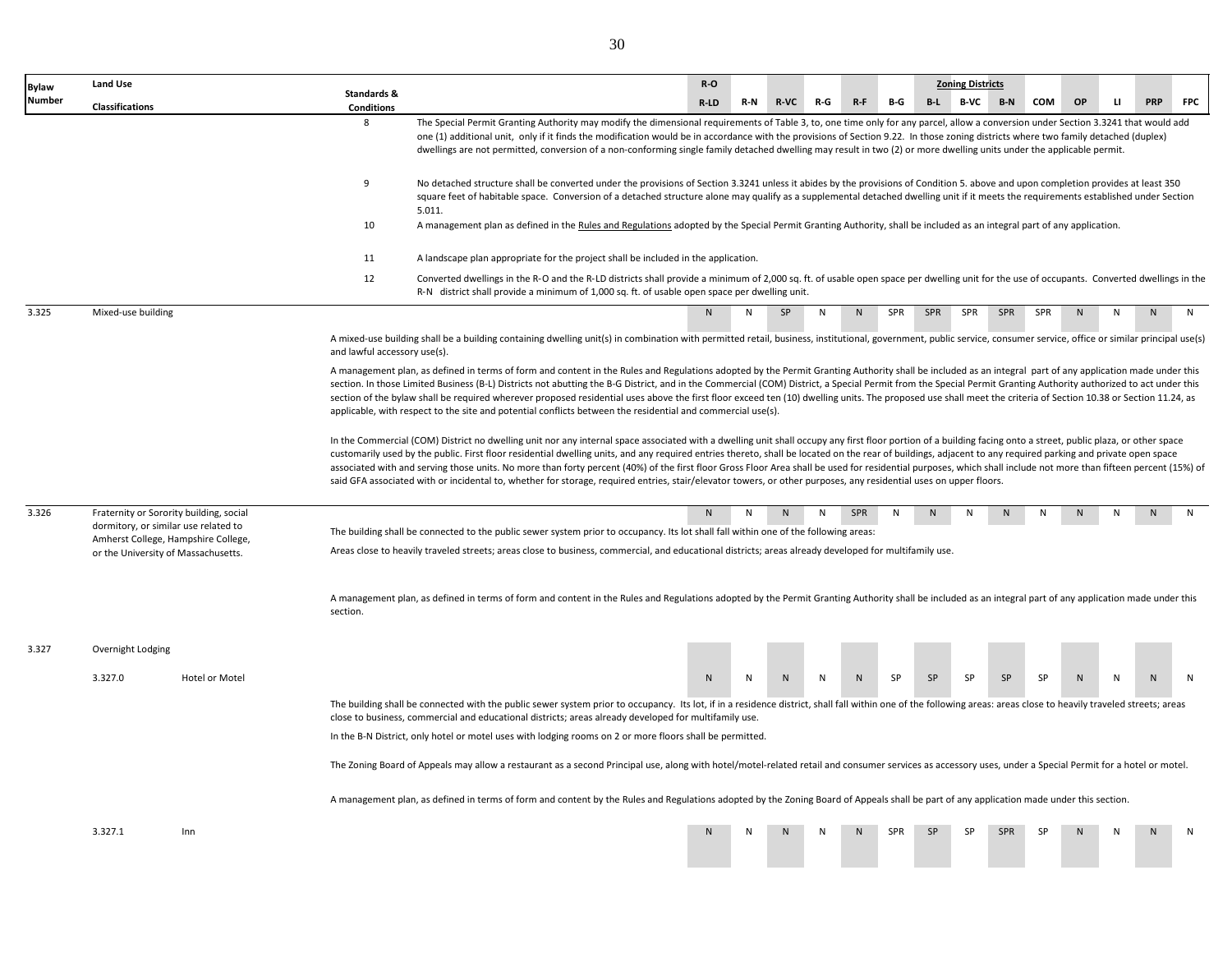| Bylaw Number | Land Use Classifications | | Standards & Conditions | R-O / R-LD | R-N | R-VC | R-G | R-F | B-G | B-L | B-VC | B-N | COM | OP | LI | PRP | FPC |
|---|---|---|---|---|---|---|---|---|---|---|---|---|---|---|---|---|---|
| | | | 8 The Special Permit Granting Authority may modify the dimensional requirements of Table 3, to, one time only for any parcel, allow a conversion under Section 3.3241 that would add one (1) additional unit, only if it finds the modification would be in accordance with the provisions of Section 9.22. In those zoning districts where two family detached (duplex) dwellings are not permitted, conversion of a non-conforming single family detached dwelling may result in two (2) or more dwelling units under the applicable permit. | | | | | | | | | | | | | | |
| | | | 9 No detached structure shall be converted under the provisions of Section 3.3241 unless it abides by the provisions of Condition 5. above and upon completion provides at least 350 square feet of habitable space. Conversion of a detached structure alone may qualify as a supplemental detached dwelling unit if it meets the requirements established under Section 5.011. | | | | | | | | | | | | | | |
| | | | 10 A management plan as defined in the Rules and Regulations adopted by the Special Permit Granting Authority, shall be included as an integral part of any application. | | | | | | | | | | | | | | |
| | | | 11 A landscape plan appropriate for the project shall be included in the application. | | | | | | | | | | | | | | |
| | | | 12 Converted dwellings in the R-O and the R-LD districts shall provide a minimum of 2,000 sq. ft. of usable open space per dwelling unit for the use of occupants. Converted dwellings in the R-N district shall provide a minimum of 1,000 sq. ft. of usable open space per dwelling unit. | | | | | | | | | | | | | | |
| 3.325 | Mixed-use building | | | N | N | SP | N | N | SPR | SPR | SPR | SPR | SPR | N | N | N | N |
| 3.326 | Fraternity or Sorority building, social dormitory, or similar use related to Amherst College, Hampshire College, or the University of Massachusetts. | | | N | N | N | N | SPR | N | N | N | N | N | N | N | N | N |
| 3.327 | Overnight Lodging | | | | | | | | | | | | | | | | |
| | 3.327.0 | Hotel or Motel | | N | N | N | N | N | SP | SP | SP | SP | SP | N | N | N | N |
| | 3.327.1 | Inn | | N | N | N | N | N | SPR | SP | SP | SPR | SP | N | N | N | N |

**3.325 Mixed-use building**

A mixed-use building shall be a building containing dwelling unit(s) in combination with permitted retail, business, institutional, government, public service, consumer service, office or similar principal use(s) and lawful accessory use(s).

A management plan, as defined in terms of form and content in the Rules and Regulations adopted by the Permit Granting Authority shall be included as an integral part of any application made under this section. In those Limited Business (B-L) Districts not abutting the B-G District, and in the Commercial (COM) District, a Special Permit from the Special Permit Granting Authority authorized to act under this section of the bylaw shall be required wherever proposed residential uses above the first floor exceed ten (10) dwelling units. The proposed use shall meet the criteria of Section 10.38 or Section 11.24, as applicable, with respect to the site and potential conflicts between the residential and commercial use(s).

In the Commercial (COM) District no dwelling unit nor any internal space associated with a dwelling unit shall occupy any first floor portion of a building facing onto a street, public plaza, or other space customarily used by the public. First floor residential dwelling units, and any required entries thereto, shall be located on the rear of buildings, adjacent to any required parking and private open space associated with and serving those units. No more than forty percent (40%) of the first floor Gross Floor Area shall be used for residential purposes, which shall include not more than fifteen percent (15%) of said GFA associated with or incidental to, whether for storage, required entries, stair/elevator towers, or other purposes, any residential uses on upper floors.

**3.326 Fraternity or Sorority building, social dormitory, or similar use**

The building shall be connected to the public sewer system prior to occupancy. Its lot shall fall within one of the following areas:

Areas close to heavily traveled streets; areas close to business, commercial, and educational districts; areas already developed for multifamily use.

A management plan, as defined in terms of form and content in the Rules and Regulations adopted by the Permit Granting Authority shall be included as an integral part of any application made under this section.

**3.327.0 Hotel or Motel**

The building shall be connected with the public sewer system prior to occupancy. Its lot, if in a residence district, shall fall within one of the following areas: areas close to heavily traveled streets; areas close to business, commercial and educational districts; areas already developed for multifamily use.

In the B-N District, only hotel or motel uses with lodging rooms on 2 or more floors shall be permitted.

The Zoning Board of Appeals may allow a restaurant as a second Principal use, along with hotel/motel-related retail and consumer services as accessory uses, under a Special Permit for a hotel or motel.

A management plan, as defined in terms of form and content by the Rules and Regulations adopted by the Zoning Board of Appeals shall be part of any application made under this section.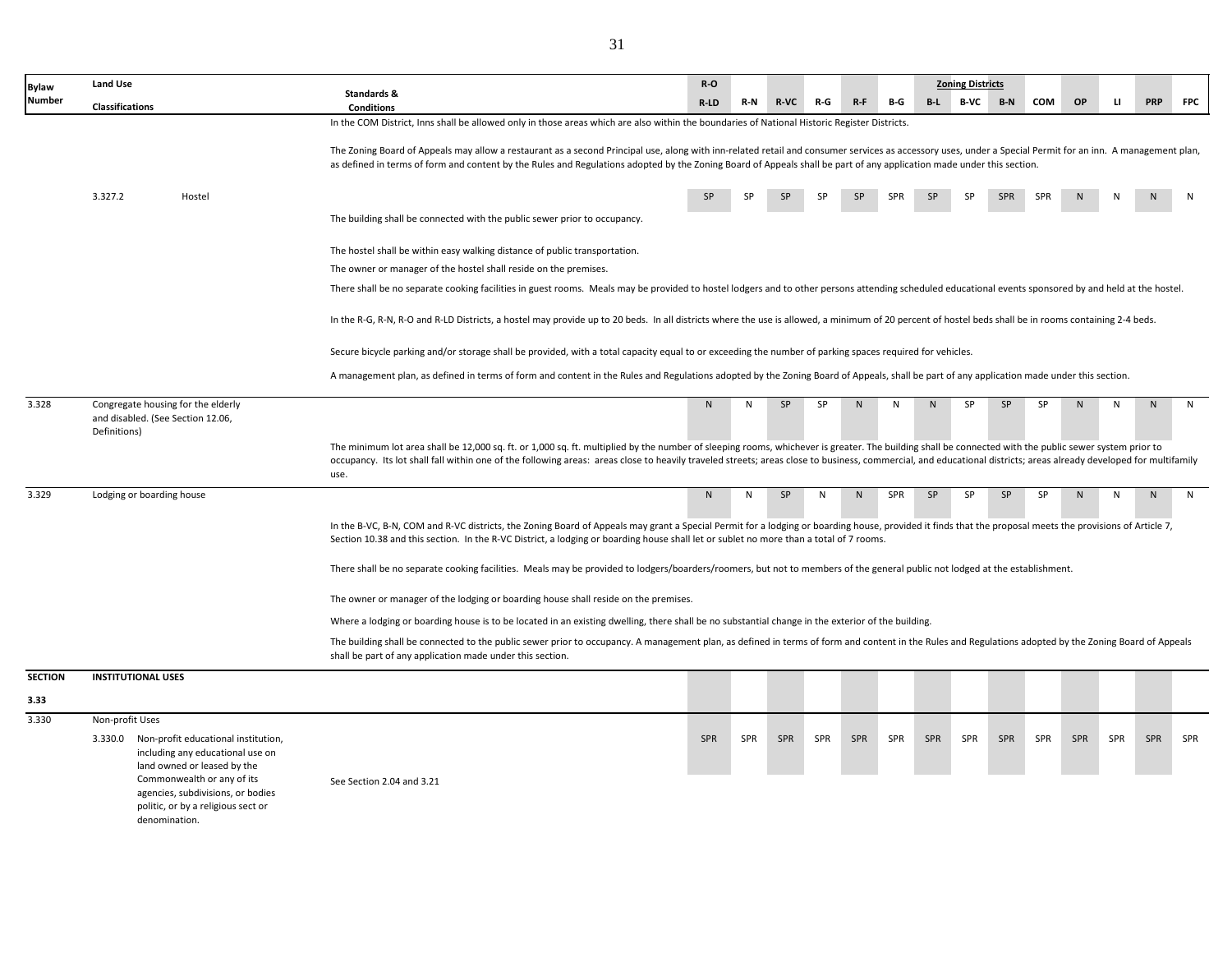| Bylaw Number | Land Use Classifications | Standards & Conditions | R-O / R-LD | R-N | R-VC | R-G | R-F | B-G | B-L | B-VC | B-N | COM | OP | LI | PRP | FPC |
|---|---|---|---|---|---|---|---|---|---|---|---|---|---|---|---|---|
| | | In the COM District, Inns shall be allowed only in those areas which are also within the boundaries of National Historic Register Districts. | | | | | | | | | | | | | | |
| | | The Zoning Board of Appeals may allow a restaurant as a second Principal use, along with inn-related retail and consumer services as accessory uses, under a Special Permit for an inn. A management plan, as defined in terms of form and content by the Rules and Regulations adopted by the Zoning Board of Appeals shall be part of any application made under this section. | | | | | | | | | | | | | | |
| | 3.327.2 Hostel | | SP | SP | SP | SP | SP | SPR | SP | SP | SPR | SPR | N | N | N | N |
| | | The building shall be connected with the public sewer prior to occupancy. | | | | | | | | | | | | | | |
| | | The hostel shall be within easy walking distance of public transportation. | | | | | | | | | | | | | | |
| | | The owner or manager of the hostel shall reside on the premises. | | | | | | | | | | | | | | |
| | | There shall be no separate cooking facilities in guest rooms. Meals may be provided to hostel lodgers and to other persons attending scheduled educational events sponsored by and held at the hostel. | | | | | | | | | | | | | | |
| | | In the R-G, R-N, R-O and R-LD Districts, a hostel may provide up to 20 beds. In all districts where the use is allowed, a minimum of 20 percent of hostel beds shall be in rooms containing 2-4 beds. | | | | | | | | | | | | | | |
| | | Secure bicycle parking and/or storage shall be provided, with a total capacity equal to or exceeding the number of parking spaces required for vehicles. | | | | | | | | | | | | | | |
| | | A management plan, as defined in terms of form and content in the Rules and Regulations adopted by the Zoning Board of Appeals, shall be part of any application made under this section. | | | | | | | | | | | | | | |
| 3.328 | Congregate housing for the elderly and disabled. (See Section 12.06, Definitions) | | N | N | SP | SP | N | N | N | SP | SP | SP | N | N | N | N |
| | | The minimum lot area shall be 12,000 sq. ft. or 1,000 sq. ft. multiplied by the number of sleeping rooms, whichever is greater. The building shall be connected with the public sewer system prior to occupancy. Its lot shall fall within one of the following areas: areas close to heavily traveled streets; areas close to business, commercial, and educational districts; areas already developed for multifamily use. | | | | | | | | | | | | | | |
| 3.329 | Lodging or boarding house | | N | N | SP | N | N | SPR | SP | SP | SP | SP | N | N | N | N |
| | | In the B-VC, B-N, COM and R-VC districts, the Zoning Board of Appeals may grant a Special Permit for a lodging or boarding house, provided it finds that the proposal meets the provisions of Article 7, Section 10.38 and this section. In the R-VC District, a lodging or boarding house shall let or sublet no more than a total of 7 rooms. | | | | | | | | | | | | | | |
| | | There shall be no separate cooking facilities. Meals may be provided to lodgers/boarders/roomers, but not to members of the general public not lodged at the establishment. | | | | | | | | | | | | | | |
| | | The owner or manager of the lodging or boarding house shall reside on the premises. | | | | | | | | | | | | | | |
| | | Where a lodging or boarding house is to be located in an existing dwelling, there shall be no substantial change in the exterior of the building. | | | | | | | | | | | | | | |
| | | The building shall be connected to the public sewer prior to occupancy. A management plan, as defined in terms of form and content in the Rules and Regulations adopted by the Zoning Board of Appeals shall be part of any application made under this section. | | | | | | | | | | | | | | |
| **SECTION 3.33** | **INSTITUTIONAL USES** | | | | | | | | | | | | | | | |
| 3.330 | Non-profit Uses | | | | | | | | | | | | | | | |
| | 3.330.0 Non-profit educational institution, including any educational use on land owned or leased by the Commonwealth or any of its agencies, subdivisions, or bodies politic, or by a religious sect or denomination. | See Section 2.04 and 3.21 | SPR | SPR | SPR | SPR | SPR | SPR | SPR | SPR | SPR | SPR | SPR | SPR | SPR | SPR |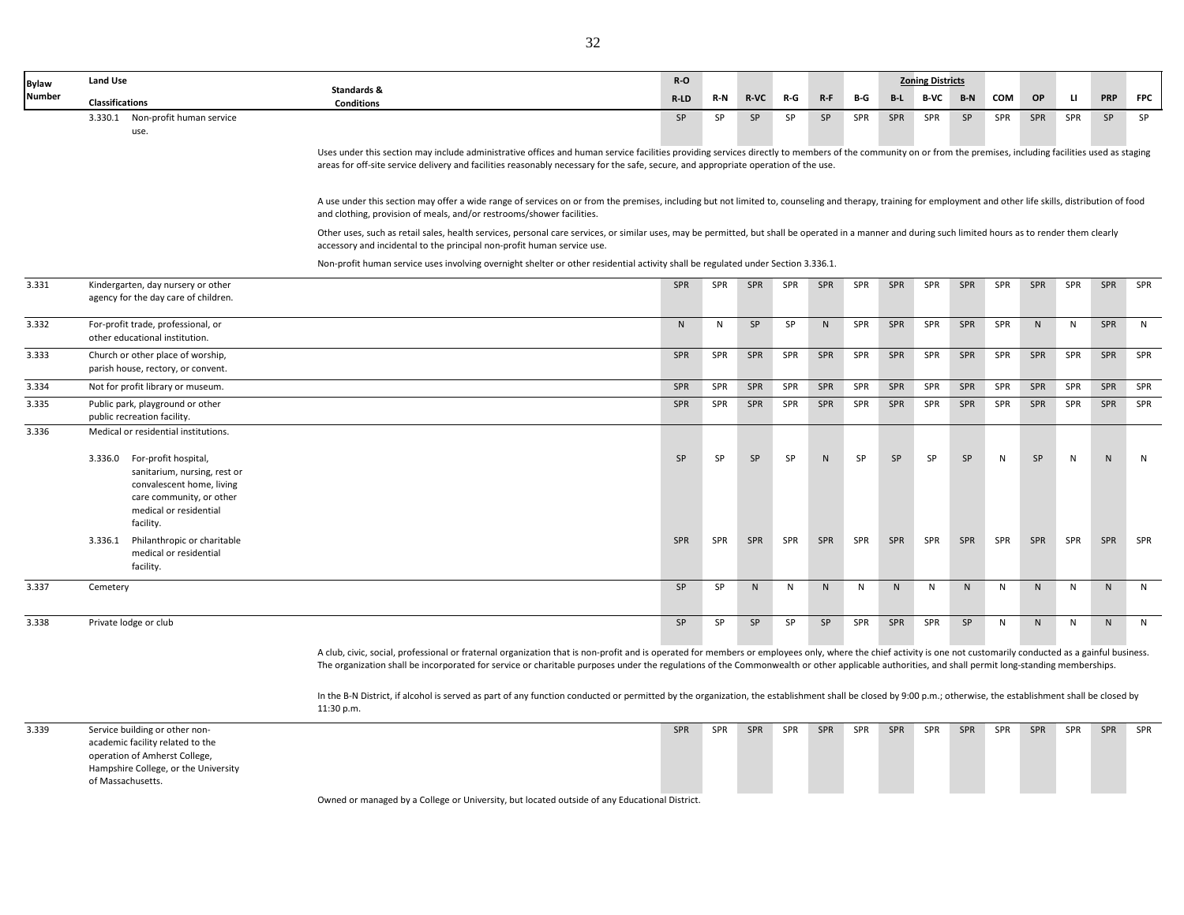| Bylaw Number | Land Use Classifications | Standards & Conditions | R-O R-LD | R-N | R-VC | R-G | R-F | B-G | B-L | B-VC | B-N | COM | OP | LI | PRP | FPC |
|---|---|---|---|---|---|---|---|---|---|---|---|---|---|---|---|---|
| | 3.330.1 Non-profit human service use. | Uses under this section may include administrative offices and human service facilities providing services directly to members of the community on or from the premises, including facilities used as staging areas for off-site service delivery and facilities reasonably necessary for the safe, secure, and appropriate operation of the use. A use under this section may offer a wide range of services on or from the premises, including but not limited to, counseling and therapy, training for employment and other life skills, distribution of food and clothing, provision of meals, and/or restrooms/shower facilities. Other uses, such as retail sales, health services, personal care services, or similar uses, may be permitted, but shall be operated in a manner and during such limited hours as to render them clearly accessory and incidental to the principal non-profit human service use. Non-profit human service uses involving overnight shelter or other residential activity shall be regulated under Section 3.336.1. | SP | SP | SP | SP | SP | SPR | SPR | SPR | SP | SPR | SPR | SPR | SP | SP |
| 3.331 | Kindergarten, day nursery or other agency for the day care of children. | | SPR | SPR | SPR | SPR | SPR | SPR | SPR | SPR | SPR | SPR | SPR | SPR | SPR | SPR |
| 3.332 | For-profit trade, professional, or other educational institution. | | N | N | SP | SP | N | SPR | SPR | SPR | SPR | SPR | N | N | SPR | N |
| 3.333 | Church or other place of worship, parish house, rectory, or convent. | | SPR | SPR | SPR | SPR | SPR | SPR | SPR | SPR | SPR | SPR | SPR | SPR | SPR | SPR |
| 3.334 | Not for profit library or museum. | | SPR | SPR | SPR | SPR | SPR | SPR | SPR | SPR | SPR | SPR | SPR | SPR | SPR | SPR |
| 3.335 | Public park, playground or other public recreation facility. | | SPR | SPR | SPR | SPR | SPR | SPR | SPR | SPR | SPR | SPR | SPR | SPR | SPR | SPR |
| 3.336 | Medical or residential institutions. | | | | | | | | | | | | | | | |
| | 3.336.0 For-profit hospital, sanitarium, nursing, rest or convalescent home, living care community, or other medical or residential facility. | | SP | SP | SP | SP | N | SP | SP | SP | SP | N | SP | N | N | N |
| | 3.336.1 Philanthropic or charitable medical or residential facility. | | SPR | SPR | SPR | SPR | SPR | SPR | SPR | SPR | SPR | SPR | SPR | SPR | SPR | SPR |
| 3.337 | Cemetery | | SP | SP | N | N | N | N | N | N | N | N | N | N | N | N |
| 3.338 | Private lodge or club | A club, civic, social, professional or fraternal organization that is non-profit and is operated for members or employees only, where the chief activity is one not customarily conducted as a gainful business. The organization shall be incorporated for service or charitable purposes under the regulations of the Commonwealth or other applicable authorities, and shall permit long-standing memberships. In the B-N District, if alcohol is served as part of any function conducted or permitted by the organization, the establishment shall be closed by 9:00 p.m.; otherwise, the establishment shall be closed by 11:30 p.m. | SP | SP | SP | SP | SP | SPR | SPR | SPR | SP | N | N | N | N | N |
| 3.339 | Service building or other non-academic facility related to the operation of Amherst College, Hampshire College, or the University of Massachusetts. | Owned or managed by a College or University, but located outside of any Educational District. | SPR | SPR | SPR | SPR | SPR | SPR | SPR | SPR | SPR | SPR | SPR | SPR | SPR | SPR |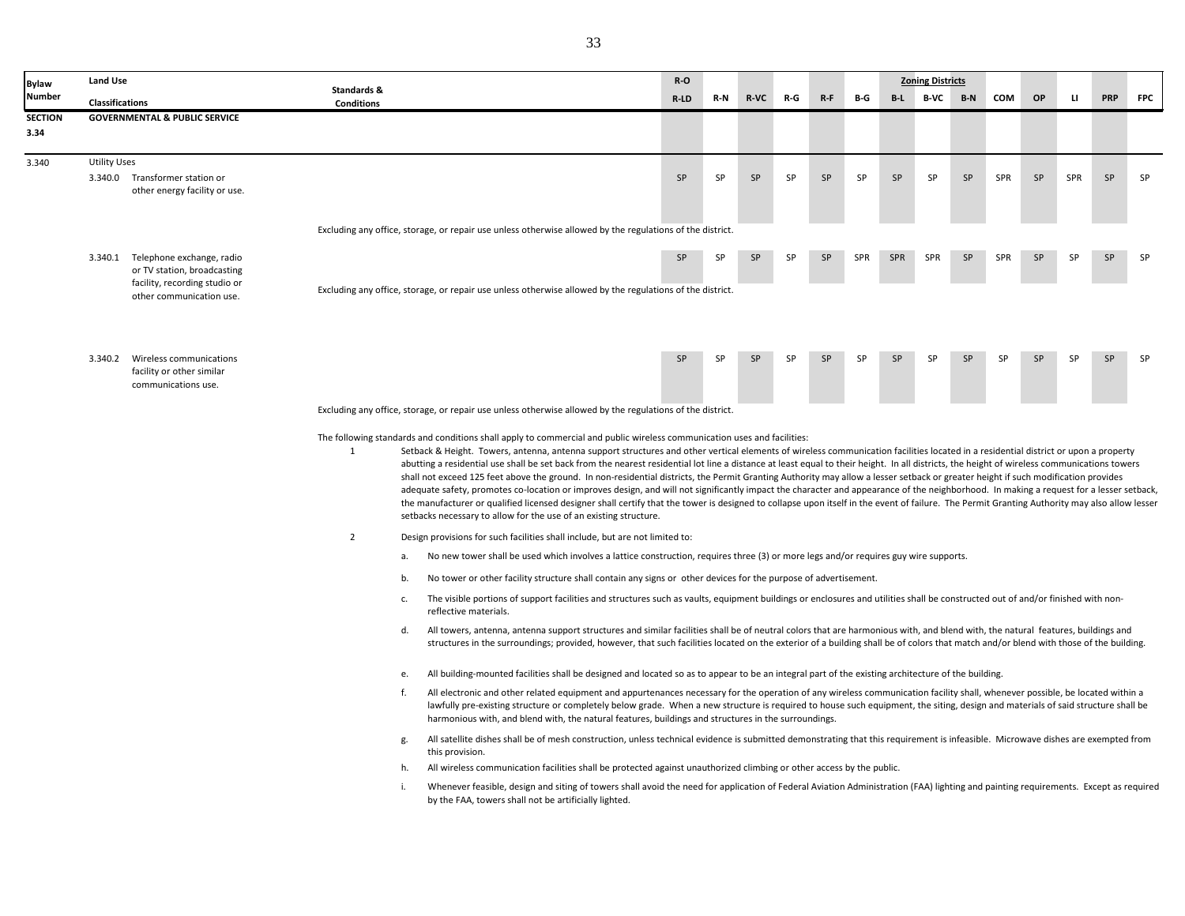| Bylaw Number | Land Use Classifications | Standards & Conditions | R-O R-LD | R-N | R-VC | R-G | R-F | B-G | B-L | B-VC | B-N | COM | OP | LI | PRP | FPC |
|---|---|---|---|---|---|---|---|---|---|---|---|---|---|---|---|---|
| SECTION 3.34 | GOVERNMENTAL & PUBLIC SERVICE | | | | | | | | | | | | | | | |
| 3.340 | Utility Uses | | | | | | | | | | | | | | | |
| | 3.340.0 Transformer station or other energy facility or use. | Excluding any office, storage, or repair use unless otherwise allowed by the regulations of the district. | SP | SP | SP | SP | SP | SP | SP | SP | SP | SPR | SP | SPR | SP | SP |
| | 3.340.1 Telephone exchange, radio or TV station, broadcasting facility, recording studio or other communication use. | Excluding any office, storage, or repair use unless otherwise allowed by the regulations of the district. | SP | SP | SP | SP | SP | SPR | SPR | SPR | SP | SPR | SP | SP | SP | SP |
| | 3.340.2 Wireless communications facility or other similar communications use. | Excluding any office, storage, or repair use unless otherwise allowed by the regulations of the district. | SP | SP | SP | SP | SP | SP | SP | SP | SP | SP | SP | SP | SP | SP |

The following standards and conditions shall apply to commercial and public wireless communication uses and facilities:

1. Setback & Height. Towers, antenna, antenna support structures and other vertical elements of wireless communication facilities located in a residential district or upon a property abutting a residential use shall be set back from the nearest residential lot line a distance at least equal to their height. In all districts, the height of wireless communications towers shall not exceed 125 feet above the ground. In non-residential districts, the Permit Granting Authority may allow a lesser setback or greater height if such modification provides adequate safety, promotes co-location or improves design, and will not significantly impact the character and appearance of the neighborhood. In making a request for a lesser setback, the manufacturer or qualified licensed designer shall certify that the tower is designed to collapse upon itself in the event of failure. The Permit Granting Authority may also allow lesser setbacks necessary to allow for the use of an existing structure.

2. Design provisions for such facilities shall include, but are not limited to:

   a. No new tower shall be used which involves a lattice construction, requires three (3) or more legs and/or requires guy wire supports.

   b. No tower or other facility structure shall contain any signs or other devices for the purpose of advertisement.

   c. The visible portions of support facilities and structures such as vaults, equipment buildings or enclosures and utilities shall be constructed out of and/or finished with non-reflective materials.

   d. All towers, antenna, antenna support structures and similar facilities shall be of neutral colors that are harmonious with, and blend with, the natural features, buildings and structures in the surroundings; provided, however, that such facilities located on the exterior of a building shall be of colors that match and/or blend with those of the building.

   e. All building-mounted facilities shall be designed and located so as to appear to be an integral part of the existing architecture of the building.

   f. All electronic and other related equipment and appurtenances necessary for the operation of any wireless communication facility shall, whenever possible, be located within a lawfully pre-existing structure or completely below grade. When a new structure is required to house such equipment, the siting, design and materials of said structure shall be harmonious with, and blend with, the natural features, buildings and structures in the surroundings.

   g. All satellite dishes shall be of mesh construction, unless technical evidence is submitted demonstrating that this requirement is infeasible. Microwave dishes are exempted from this provision.

   h. All wireless communication facilities shall be protected against unauthorized climbing or other access by the public.

   i. Whenever feasible, design and siting of towers shall avoid the need for application of Federal Aviation Administration (FAA) lighting and painting requirements. Except as required by the FAA, towers shall not be artificially lighted.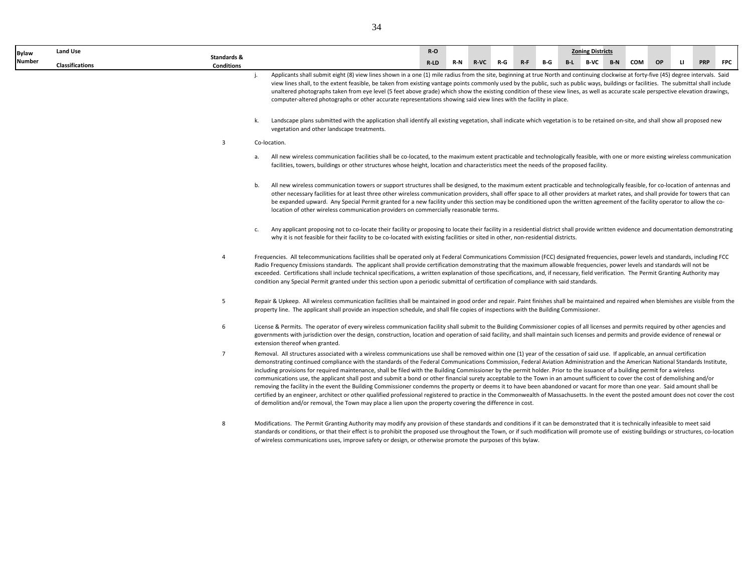| Bylaw Number | Land Use Classifications | Standards & Conditions | R-O R-LD | R-N | R-VC | R-G | R-F | B-G | B-L | B-VC | B-N | COM | OP | LI | PRP | FPC |
|---|---|---|---|---|---|---|---|---|---|---|---|---|---|---|---|---|
| | | | | | | | | | | Zoning Districts | | | | | | |

j. Applicants shall submit eight (8) view lines shown in a one (1) mile radius from the site, beginning at true North and continuing clockwise at forty-five (45) degree intervals. Said view lines shall, to the extent feasible, be taken from existing vantage points commonly used by the public, such as public ways, buildings or facilities. The submittal shall include unaltered photographs taken from eye level (5 feet above grade) which show the existing condition of these view lines, as well as accurate scale perspective elevation drawings, computer-altered photographs or other accurate representations showing said view lines with the facility in place.

k. Landscape plans submitted with the application shall identify all existing vegetation, shall indicate which vegetation is to be retained on-site, and shall show all proposed new vegetation and other landscape treatments.

3 Co-location.

a. All new wireless communication facilities shall be co-located, to the maximum extent practicable and technologically feasible, with one or more existing wireless communication facilities, towers, buildings or other structures whose height, location and characteristics meet the needs of the proposed facility.

b. All new wireless communication towers or support structures shall be designed, to the maximum extent practicable and technologically feasible, for co-location of antennas and other necessary facilities for at least three other wireless communication providers, shall offer space to all other providers at market rates, and shall provide for towers that can be expanded upward. Any Special Permit granted for a new facility under this section may be conditioned upon the written agreement of the facility operator to allow the co-location of other wireless communication providers on commercially reasonable terms.

c. Any applicant proposing not to co-locate their facility or proposing to locate their facility in a residential district shall provide written evidence and documentation demonstrating why it is not feasible for their facility to be co-located with existing facilities or sited in other, non-residential districts.

4 Frequencies. All telecommunications facilities shall be operated only at Federal Communications Commission (FCC) designated frequencies, power levels and standards, including FCC Radio Frequency Emissions standards. The applicant shall provide certification demonstrating that the maximum allowable frequencies, power levels and standards will not be exceeded. Certifications shall include technical specifications, a written explanation of those specifications, and, if necessary, field verification. The Permit Granting Authority may condition any Special Permit granted under this section upon a periodic submittal of certification of compliance with said standards.

5 Repair & Upkeep. All wireless communication facilities shall be maintained in good order and repair. Paint finishes shall be maintained and repaired when blemishes are visible from the property line. The applicant shall provide an inspection schedule, and shall file copies of inspections with the Building Commissioner.

6 License & Permits. The operator of every wireless communication facility shall submit to the Building Commissioner copies of all licenses and permits required by other agencies and governments with jurisdiction over the design, construction, location and operation of said facility, and shall maintain such licenses and permits and provide evidence of renewal or extension thereof when granted.

7 Removal. All structures associated with a wireless communications use shall be removed within one (1) year of the cessation of said use. If applicable, an annual certification demonstrating continued compliance with the standards of the Federal Communications Commission, Federal Aviation Administration and the American National Standards Institute, including provisions for required maintenance, shall be filed with the Building Commissioner by the permit holder. Prior to the issuance of a building permit for a wireless communications use, the applicant shall post and submit a bond or other financial surety acceptable to the Town in an amount sufficient to cover the cost of demolishing and/or removing the facility in the event the Building Commissioner condemns the property or deems it to have been abandoned or vacant for more than one year. Said amount shall be certified by an engineer, architect or other qualified professional registered to practice in the Commonwealth of Massachusetts. In the event the posted amount does not cover the cost of demolition and/or removal, the Town may place a lien upon the property covering the difference in cost.

8 Modifications. The Permit Granting Authority may modify any provision of these standards and conditions if it can be demonstrated that it is technically infeasible to meet said standards or conditions, or that their effect is to prohibit the proposed use throughout the Town, or if such modification will promote use of existing buildings or structures, co-location of wireless communications uses, improve safety or design, or otherwise promote the purposes of this bylaw.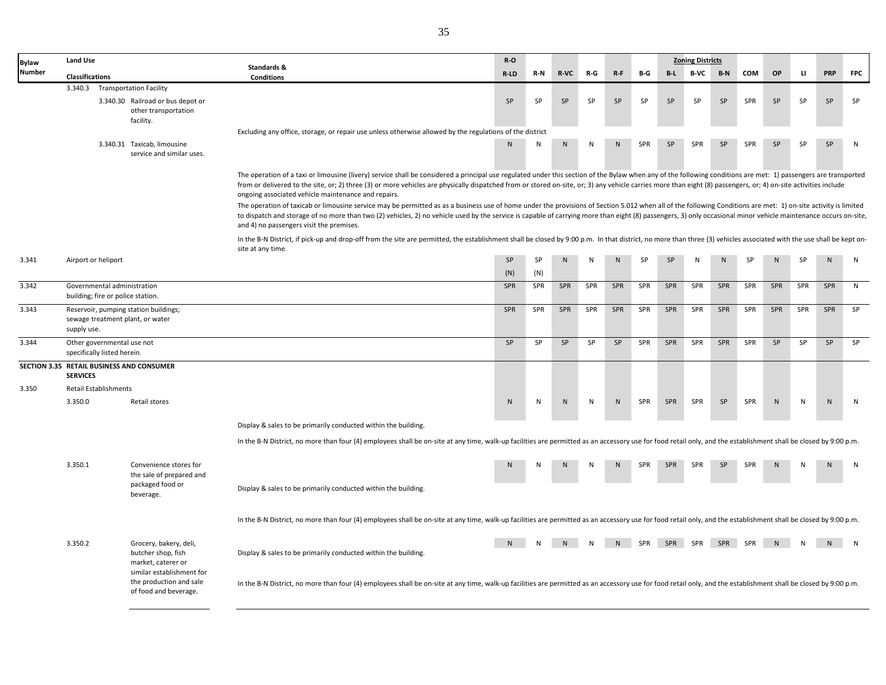| Bylaw Number | Land Use Classifications | Standards & Conditions | R-O R-LD | R-N | R-VC | R-G | R-F | B-G | B-L | B-VC | B-N | COM | OP | LI | PRP | FPC |
|---|---|---|---|---|---|---|---|---|---|---|---|---|---|---|---|---|
| | 3.340.3 Transportation Facility | | | | | | | | | | | | | | | |
| | 3.340.30 Railroad or bus depot or other transportation facility. | Excluding any office, storage, or repair use unless otherwise allowed by the regulations of the district | SP | SP | SP | SP | SP | SP | SP | SP | SP | SPR | SP | SP | SP | SP |
| | 3.340.31 Taxicab, limousine service and similar uses. | The operation of a taxi or limousine (livery) service shall be considered a principal use regulated under this section of the Bylaw when any of the following conditions are met: 1) passengers are transported from or delivered to the site, or; 2) three (3) or more vehicles are physically dispatched from or stored on-site, or; 3) any vehicle carries more than eight (8) passengers, or; 4) on-site activities include ongoing associated vehicle maintenance and repairs. The operation of taxicab or limousine service may be permitted as as a business use of home under the provisions of Section 5.012 when all of the following Conditions are met: 1) on-site activity is limited to dispatch and storage of no more than two (2) vehicles, 2) no vehicle used by the service is capable of carrying more than eight (8) passengers, 3) only occasional minor vehicle maintenance occurs on-site, and 4) no passengers visit the premises. In the B-N District, if pick-up and drop-off from the site are permitted, the establishment shall be closed by 9:00 p.m. In that district, no more than three (3) vehicles associated with the use shall be kept on-site at any time. | N | N | N | N | N | SPR | SP | SPR | SP | SPR | SP | SP | SP | N |
| 3.341 | Airport or heliport | | SP (N) | SP (N) | N | N | N | SP | SP | N | N | SP | N | SP | N | N |
| 3.342 | Governmental administration building; fire or police station. | | SPR | SPR | SPR | SPR | SPR | SPR | SPR | SPR | SPR | SPR | SPR | SPR | SPR | N |
| 3.343 | Reservoir, pumping station buildings; sewage treatment plant, or water supply use. | | SPR | SPR | SPR | SPR | SPR | SPR | SPR | SPR | SPR | SPR | SPR | SPR | SPR | SP |
| 3.344 | Other governmental use not specifically listed herein. | | SP | SP | SP | SP | SP | SPR | SPR | SPR | SPR | SPR | SP | SP | SP | SP |
| **SECTION 3.35** | **RETAIL BUSINESS AND CONSUMER SERVICES** | | | | | | | | | | | | | | | |
| 3.350 | Retail Establishments | | | | | | | | | | | | | | | |
| | 3.350.0 Retail stores | Display & sales to be primarily conducted within the building. In the B-N District, no more than four (4) employees shall be on-site at any time, walk-up facilities are permitted as an accessory use for food retail only, and the establishment shall be closed by 9:00 p.m. | N | N | N | N | N | SPR | SPR | SPR | SP | SPR | N | N | N | N |
| | 3.350.1 Convenience stores for the sale of prepared and packaged food or beverage. | Display & sales to be primarily conducted within the building. In the B-N District, no more than four (4) employees shall be on-site at any time, walk-up facilities are permitted as an accessory use for food retail only, and the establishment shall be closed by 9:00 p.m. | N | N | N | N | N | SPR | SPR | SPR | SP | SPR | N | N | N | N |
| | 3.350.2 Grocery, bakery, deli, butcher shop, fish market, caterer or similar establishment for the production and sale of food and beverage. | Display & sales to be primarily conducted within the building. In the B-N District, no more than four (4) employees shall be on-site at any time, walk-up facilities are permitted as an accessory use for food retail only, and the establishment shall be closed by 9:00 p.m. | N | N | N | N | N | SPR | SPR | SPR | SPR | SPR | N | N | N | N |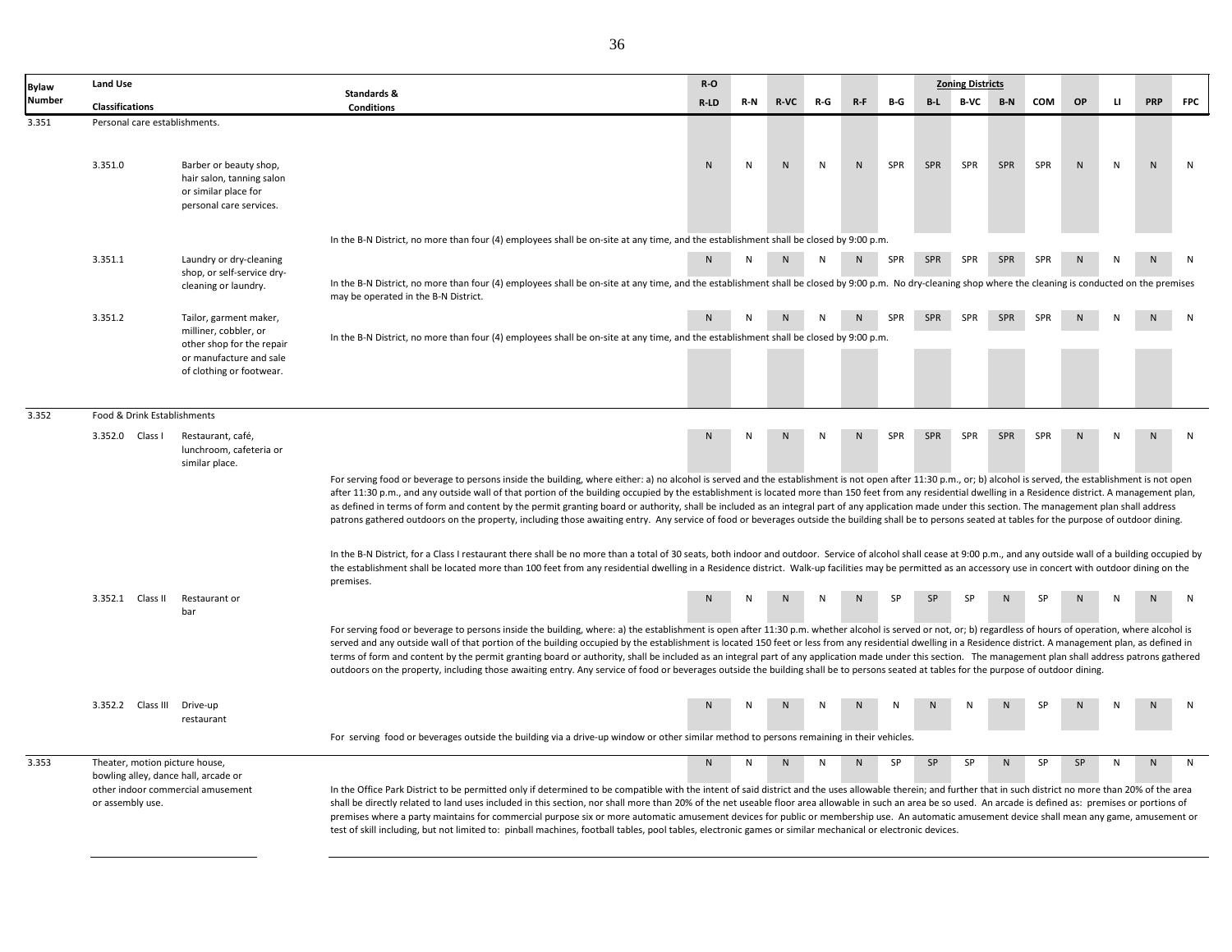| Bylaw Number | Land Use Classifications | | Standards & Conditions | R-O R-LD | R-N | R-VC | R-G | R-F | B-G | B-L | B-VC | B-N | COM | OP | LI | PRP | FPC |
|---|---|---|---|---|---|---|---|---|---|---|---|---|---|---|---|---|---|
| 3.351 | Personal care establishments. | | | | | | | | | | | | | | | | |
| | 3.351.0 | Barber or beauty shop, hair salon, tanning salon or similar place for personal care services. | In the B-N District, no more than four (4) employees shall be on-site at any time, and the establishment shall be closed by 9:00 p.m. | N | N | N | N | N | SPR | SPR | SPR | SPR | SPR | N | N | N | N |
| | 3.351.1 | Laundry or dry-cleaning shop, or self-service dry-cleaning or laundry. | In the B-N District, no more than four (4) employees shall be on-site at any time, and the establishment shall be closed by 9:00 p.m. No dry-cleaning shop where the cleaning is conducted on the premises may be operated in the B-N District. | N | N | N | N | N | SPR | SPR | SPR | SPR | SPR | N | N | N | N |
| | 3.351.2 | Tailor, garment maker, milliner, cobbler, or other shop for the repair or manufacture and sale of clothing or footwear. | In the B-N District, no more than four (4) employees shall be on-site at any time, and the establishment shall be closed by 9:00 p.m. | N | N | N | N | N | SPR | SPR | SPR | SPR | SPR | N | N | N | N |
| 3.352 | Food & Drink Establishments | | | | | | | | | | | | | | | | |
| | 3.352.0 Class I | Restaurant, café, lunchroom, cafeteria or similar place. | For serving food or beverage to persons inside the building, where either: a) no alcohol is served and the establishment is not open after 11:30 p.m., or; b) alcohol is served, the establishment is not open after 11:30 p.m., and any outside wall of that portion of the building occupied by the establishment is located more than 150 feet from any residential dwelling in a Residence district. A management plan, as defined in terms of form and content by the permit granting board or authority, shall be included as an integral part of any application made under this section. The management plan shall address patrons gathered outdoors on the property, including those awaiting entry. Any service of food or beverages outside the building shall be to persons seated at tables for the purpose of outdoor dining. In the B-N District, for a Class I restaurant there shall be no more than a total of 30 seats, both indoor and outdoor. Service of alcohol shall cease at 9:00 p.m., and any outside wall of a building occupied by the establishment shall be located more than 100 feet from any residential dwelling in a Residence district. Walk-up facilities may be permitted as an accessory use in concert with outdoor dining on the premises. | N | N | N | N | N | SPR | SPR | SPR | SPR | SPR | N | N | N | N |
| | 3.352.1 Class II | Restaurant or bar | For serving food or beverage to persons inside the building, where: a) the establishment is open after 11:30 p.m. whether alcohol is served or not, or; b) regardless of hours of operation, where alcohol is served and any outside wall of that portion of the building occupied by the establishment is located 150 feet or less from any residential dwelling in a Residence district. A management plan, as defined in terms of form and content by the permit granting board or authority, shall be included as an integral part of any application made under this section. The management plan shall address patrons gathered outdoors on the property, including those awaiting entry. Any service of food or beverages outside the building shall be to persons seated at tables for the purpose of outdoor dining. | N | N | N | N | N | SP | SP | SP | N | SP | N | N | N | N |
| | 3.352.2 Class III | Drive-up restaurant | For serving food or beverages outside the building via a drive-up window or other similar method to persons remaining in their vehicles. | N | N | N | N | N | N | N | N | N | SP | N | N | N | N |
| 3.353 | Theater, motion picture house, bowling alley, dance hall, arcade or other indoor commercial amusement or assembly use. | | In the Office Park District to be permitted only if determined to be compatible with the intent of said district and the uses allowable therein; and further that in such district no more than 20% of the area shall be directly related to land uses included in this section, nor shall more than 20% of the net useable floor area allowable in such an area be so used. An arcade is defined as: premises or portions of premises where a party maintains for commercial purpose six or more automatic amusement devices for public or membership use. An automatic amusement device shall mean any game, amusement or test of skill including, but not limited to: pinball machines, football tables, pool tables, electronic games or similar mechanical or electronic devices. | N | N | N | N | N | SP | SP | SP | N | SP | SP | N | N | N |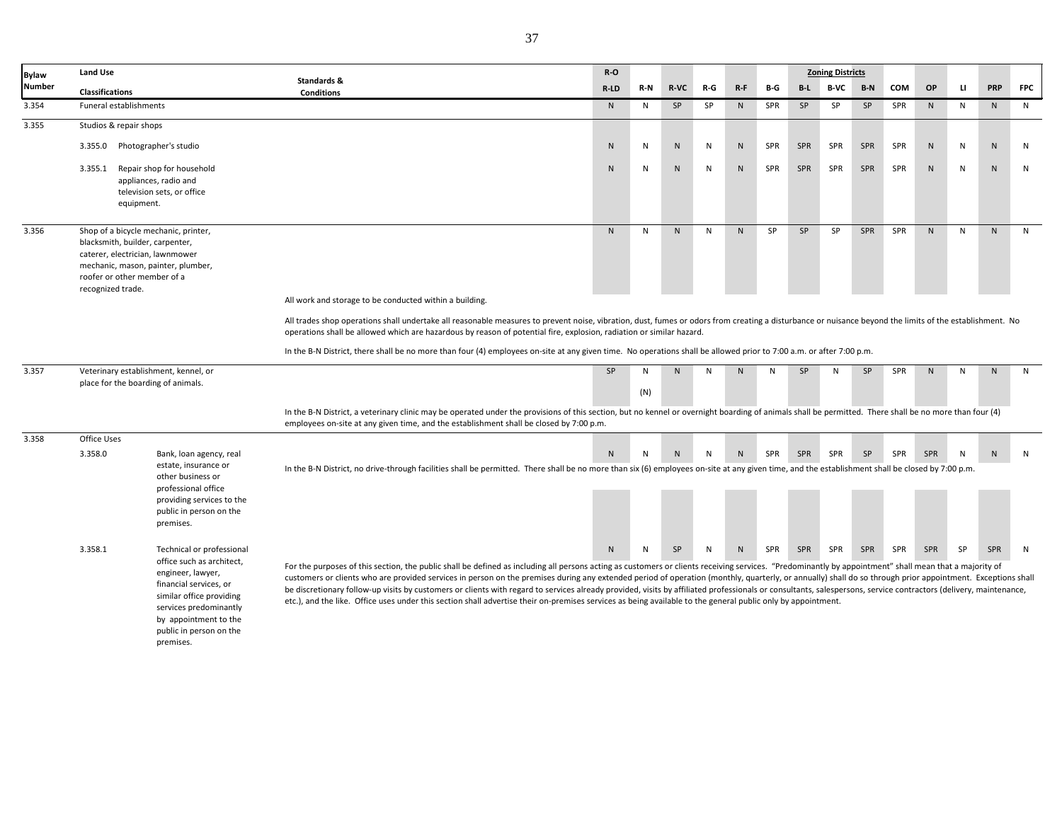| Bylaw Number | Land Use Classifications | Standards & Conditions | R-O R-LD | R-N | R-VC | R-G | R-F | B-G | B-L | B-VC | B-N | COM | OP | LI | PRP | FPC |
|---|---|---|---|---|---|---|---|---|---|---|---|---|---|---|---|---|
| | | | | | | | | | Zoning Districts | | | | | | | |
| 3.354 | Funeral establishments | | N | N | SP | SP | N | SPR | SP | SP | SP | SPR | N | N | N | N |
| 3.355 | Studios & repair shops | | | | | | | | | | | | | | | |
| | 3.355.0 Photographer's studio | | N | N | N | N | N | SPR | SPR | SPR | SPR | SPR | N | N | N | N |
| | 3.355.1 Repair shop for household appliances, radio and television sets, or office equipment. | | N | N | N | N | N | SPR | SPR | SPR | SPR | SPR | N | N | N | N |
| 3.356 | Shop of a bicycle mechanic, printer, blacksmith, builder, carpenter, caterer, electrician, lawnmower mechanic, mason, painter, plumber, roofer or other member of a recognized trade. | All work and storage to be conducted within a building. All trades shop operations shall undertake all reasonable measures to prevent noise, vibration, dust, fumes or odors from creating a disturbance or nuisance beyond the limits of the establishment. No operations shall be allowed which are hazardous by reason of potential fire, explosion, radiation or similar hazard. In the B-N District, there shall be no more than four (4) employees on-site at any given time. No operations shall be allowed prior to 7:00 a.m. or after 7:00 p.m. | N | N | N | N | N | SP | SP | SP | SPR | SPR | N | N | N | N |
| 3.357 | Veterinary establishment, kennel, or place for the boarding of animals. | In the B-N District, a veterinary clinic may be operated under the provisions of this section, but no kennel or overnight boarding of animals shall be permitted. There shall be no more than four (4) employees on-site at any given time, and the establishment shall be closed by 7:00 p.m. | SP | N (N) | N | N | N | N | SP | N | SP | SPR | N | N | N | N |
| 3.358 | Office Uses | | | | | | | | | | | | | | | |
| | 3.358.0 Bank, loan agency, real estate, insurance or other business or professional office providing services to the public in person on the premises. | In the B-N District, no drive-through facilities shall be permitted. There shall be no more than six (6) employees on-site at any given time, and the establishment shall be closed by 7:00 p.m. | N | N | N | N | N | SPR | SPR | SPR | SP | SPR | SPR | N | N | N |
| | 3.358.1 Technical or professional office such as architect, engineer, lawyer, financial services, or similar office providing services predominantly by appointment to the public in person on the premises. | For the purposes of this section, the public shall be defined as including all persons acting as customers or clients receiving services. "Predominantly by appointment" shall mean that a majority of customers or clients who are provided services in person on the premises during any extended period of operation (monthly, quarterly, or annually) shall do so through prior appointment. Exceptions shall be discretionary follow-up visits by customers or clients with regard to services already provided, visits by affiliated professionals or consultants, salespersons, service contractors (delivery, maintenance, etc.), and the like. Office uses under this section shall advertise their on-premises services as being available to the general public only by appointment. | N | N | SP | N | N | SPR | SPR | SPR | SPR | SPR | SPR | SP | SPR | N |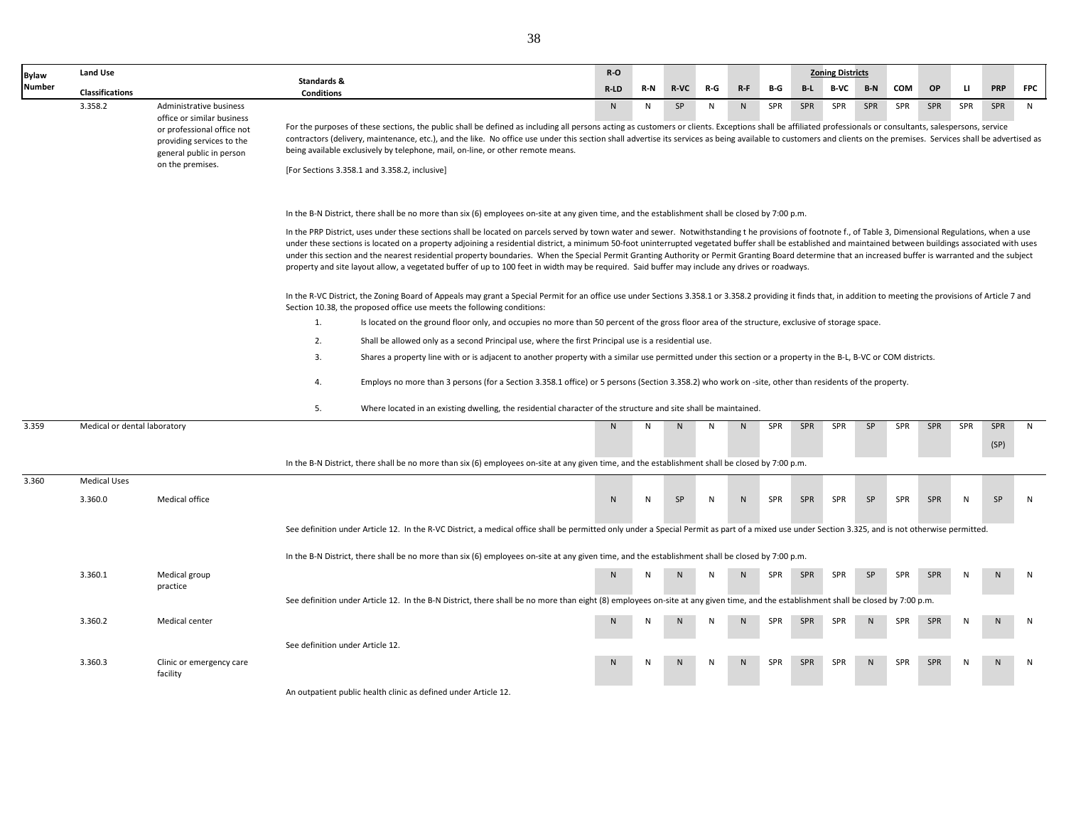| Bylaw Number | Land Use Classifications | | Standards & Conditions | R-O R-LD | R-N | R-VC | R-G | R-F | B-G | B-L | B-VC | B-N | COM | OP | LI | PRP | FPC |
|---|---|---|---|---|---|---|---|---|---|---|---|---|---|---|---|---|---|
| | 3.358.2 | Administrative business office or similar business or professional office not providing services to the general public in person on the premises. | | N | N | SP | N | N | SPR | SPR | SPR | SPR | SPR | SPR | SPR | SPR | N |
| 3.359 | Medical or dental laboratory | | | N | N | N | N | N | SPR | SPR | SPR | SP | SPR | SPR | SPR | SPR (SP) | N |
| 3.360 | Medical Uses | | | | | | | | | | | | | | | | |
| | 3.360.0 | Medical office | | N | N | SP | N | N | SPR | SPR | SPR | SP | SPR | SPR | N | SP | N |
| | 3.360.1 | Medical group practice | | N | N | N | N | N | SPR | SPR | SPR | SP | SPR | SPR | N | N | N |
| | 3.360.2 | Medical center | | N | N | N | N | N | SPR | SPR | SPR | N | SPR | SPR | N | N | N |
| | 3.360.3 | Clinic or emergency care facility | | N | N | N | N | N | SPR | SPR | SPR | N | SPR | SPR | N | N | N |

**3.358.2 Standards & Conditions:**

For the purposes of these sections, the public shall be defined as including all persons acting as customers or clients. Exceptions shall be affiliated professionals or consultants, salespersons, service contractors (delivery, maintenance, etc.), and the like. No office use under this section shall advertise its services as being available to customers and clients on the premises. Services shall be advertised as being available exclusively by telephone, mail, on-line, or other remote means.

[For Sections 3.358.1 and 3.358.2, inclusive]

In the B-N District, there shall be no more than six (6) employees on-site at any given time, and the establishment shall be closed by 7:00 p.m.

In the PRP District, uses under these sections shall be located on parcels served by town water and sewer. Notwithstanding t he provisions of footnote f., of Table 3, Dimensional Regulations, when a use under these sections is located on a property adjoining a residential district, a minimum 50-foot uninterrupted vegetated buffer shall be established and maintained between buildings associated with uses under this section and the nearest residential property boundaries. When the Special Permit Granting Authority or Permit Granting Board determine that an increased buffer is warranted and the subject property and site layout allow, a vegetated buffer of up to 100 feet in width may be required. Said buffer may include any drives or roadways.

In the R-VC District, the Zoning Board of Appeals may grant a Special Permit for an office use under Sections 3.358.1 or 3.358.2 providing it finds that, in addition to meeting the provisions of Article 7 and Section 10.38, the proposed office use meets the following conditions:

1. Is located on the ground floor only, and occupies no more than 50 percent of the gross floor area of the structure, exclusive of storage space.
2. Shall be allowed only as a second Principal use, where the first Principal use is a residential use.
3. Shares a property line with or is adjacent to another property with a similar use permitted under this section or a property in the B-L, B-VC or COM districts.
4. Employs no more than 3 persons (for a Section 3.358.1 office) or 5 persons (Section 3.358.2) who work on -site, other than residents of the property.
5. Where located in an existing dwelling, the residential character of the structure and site shall be maintained.

**3.359 Standards & Conditions:**

In the B-N District, there shall be no more than six (6) employees on-site at any given time, and the establishment shall be closed by 7:00 p.m.

**3.360.0 Standards & Conditions:**

See definition under Article 12. In the R-VC District, a medical office shall be permitted only under a Special Permit as part of a mixed use under Section 3.325, and is not otherwise permitted.

In the B-N District, there shall be no more than six (6) employees on-site at any given time, and the establishment shall be closed by 7:00 p.m.

**3.360.1 Standards & Conditions:**

See definition under Article 12. In the B-N District, there shall be no more than eight (8) employees on-site at any given time, and the establishment shall be closed by 7:00 p.m.

**3.360.2 Standards & Conditions:**

See definition under Article 12.

**3.360.3 Standards & Conditions:**

An outpatient public health clinic as defined under Article 12.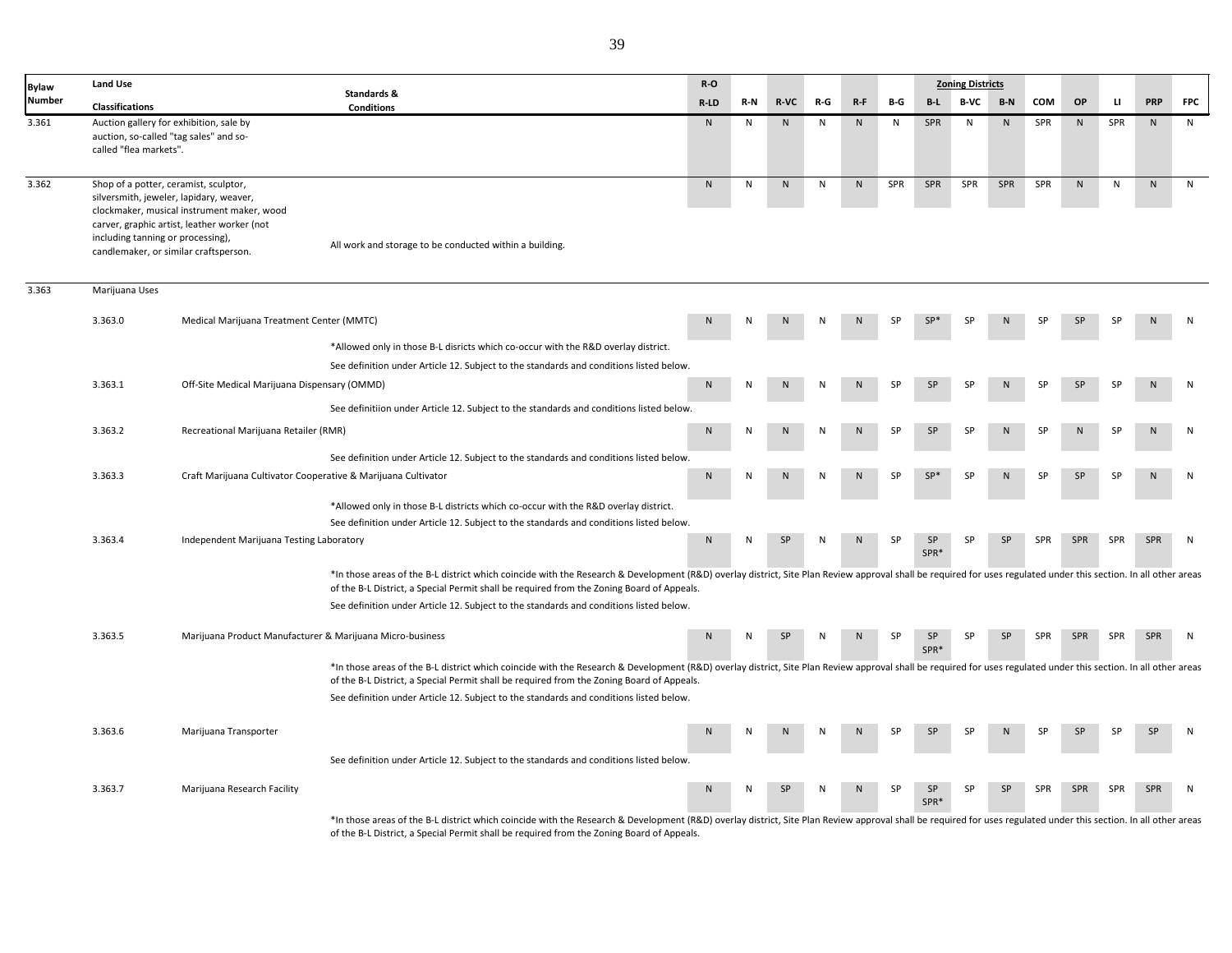| Bylaw Number | Land Use Classifications | Standards & Conditions | R-O R-LD | R-N | R-VC | R-G | R-F | B-G | B-L | B-VC | B-N | COM | OP | LI | PRP | FPC |
|---|---|---|---|---|---|---|---|---|---|---|---|---|---|---|---|---|
| 3.361 | Auction gallery for exhibition, sale by auction, so-called "tag sales" and so-called "flea markets". | | N | N | N | N | N | N | SPR | N | N | SPR | N | SPR | N | N |
| 3.362 | Shop of a potter, ceramist, sculptor, silversmith, jeweler, lapidary, weaver, clockmaker, musical instrument maker, wood carver, graphic artist, leather worker (not including tanning or processing), candlemaker, or similar craftsperson. | All work and storage to be conducted within a building. | N | N | N | N | N | SPR | SPR | SPR | SPR | SPR | N | N | N | N |
| 3.363 | Marijuana Uses | | | | | | | | | | | | | | | |
| 3.363.0 | Medical Marijuana Treatment Center (MMTC) | *Allowed only in those B-L disricts which co-occur with the R&D overlay district. See definition under Article 12. Subject to the standards and conditions listed below. | N | N | N | N | N | SP | SP* | SP | N | SP | SP | SP | N | N |
| 3.363.1 | Off-Site Medical Marijuana Dispensary (OMMD) | See definitiion under Article 12. Subject to the standards and conditions listed below. | N | N | N | N | N | SP | SP | SP | N | SP | SP | SP | N | N |
| 3.363.2 | Recreational Marijuana Retailer (RMR) | See definition under Article 12. Subject to the standards and conditions listed below. | N | N | N | N | N | SP | SP | SP | N | SP | N | SP | N | N |
| 3.363.3 | Craft Marijuana Cultivator Cooperative & Marijuana Cultivator | *Allowed only in those B-L districts which co-occur with the R&D overlay district. See definition under Article 12. Subject to the standards and conditions listed below. | N | N | N | N | N | SP | SP* | SP | N | SP | SP | SP | N | N |
| 3.363.4 | Independent Marijuana Testing Laboratory | *In those areas of the B-L district which coincide with the Research & Development (R&D) overlay district, Site Plan Review approval shall be required for uses regulated under this section. In all other areas of the B-L District, a Special Permit shall be required from the Zoning Board of Appeals. See definition under Article 12. Subject to the standards and conditions listed below. | N | N | SP | N | N | SP | SP SPR* | SP | SP | SPR | SPR | SPR | SPR | N |
| 3.363.5 | Marijuana Product Manufacturer & Marijuana Micro-business | *In those areas of the B-L district which coincide with the Research & Development (R&D) overlay district, Site Plan Review approval shall be required for uses regulated under this section. In all other areas of the B-L District, a Special Permit shall be required from the Zoning Board of Appeals. See definition under Article 12. Subject to the standards and conditions listed below. | N | N | SP | N | N | SP | SP SPR* | SP | SP | SPR | SPR | SPR | SPR | N |
| 3.363.6 | Marijuana Transporter | See definition under Article 12. Subject to the standards and conditions listed below. | N | N | N | N | N | SP | SP | SP | N | SP | SP | SP | SP | N |
| 3.363.7 | Marijuana Research Facility | *In those areas of the B-L district which coincide with the Research & Development (R&D) overlay district, Site Plan Review approval shall be required for uses regulated under this section. In all other areas of the B-L District, a Special Permit shall be required from the Zoning Board of Appeals. | N | N | SP | N | N | SP | SP SPR* | SP | SP | SPR | SPR | SPR | SPR | N |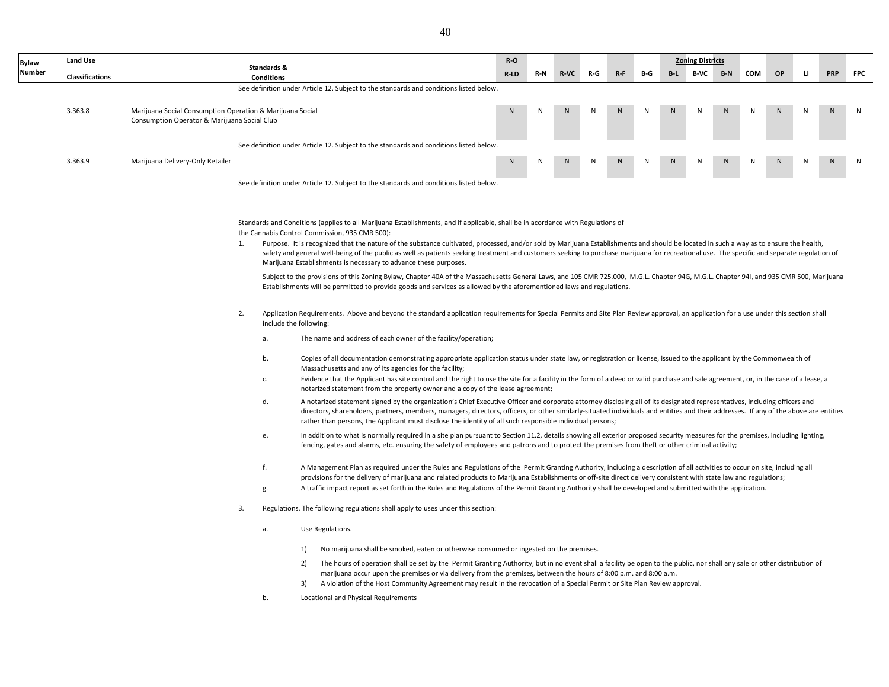| Bylaw Number | Land Use Classifications | Standards & Conditions | R-O R-LD | R-N | R-VC | R-G | R-F | B-G | B-L | B-VC | B-N | COM | OP | LI | PRP | FPC |
|---|---|---|---|---|---|---|---|---|---|---|---|---|---|---|---|---|
| | | See definition under Article 12. Subject to the standards and conditions listed below. | | | | | | | | | | | | | | |
| 3.363.8 | Marijuana Social Consumption Operation & Marijuana Social Consumption Operator & Marijuana Social Club | | N | N | N | N | N | N | N | N | N | N | N | N | N | N |
| | | See definition under Article 12. Subject to the standards and conditions listed below. | | | | | | | | | | | | | | |
| 3.363.9 | Marijuana Delivery-Only Retailer | | N | N | N | N | N | N | N | N | N | N | N | N | N | N |
| | | See definition under Article 12. Subject to the standards and conditions listed below. | | | | | | | | | | | | | | |

Standards and Conditions (applies to all Marijuana Establishments, and if applicable, shall be in acordance with Regulations of the Cannabis Control Commission, 935 CMR 500):

1. Purpose. It is recognized that the nature of the substance cultivated, processed, and/or sold by Marijuana Establishments and should be located in such a way as to ensure the health, safety and general well-being of the public as well as patients seeking treatment and customers seeking to purchase marijuana for recreational use. The specific and separate regulation of Marijuana Establishments is necessary to advance these purposes.

   Subject to the provisions of this Zoning Bylaw, Chapter 40A of the Massachusetts General Laws, and 105 CMR 725.000, M.G.L. Chapter 94G, M.G.L. Chapter 94I, and 935 CMR 500, Marijuana Establishments will be permitted to provide goods and services as allowed by the aforementioned laws and regulations.

2. Application Requirements. Above and beyond the standard application requirements for Special Permits and Site Plan Review approval, an application for a use under this section shall include the following:

   a. The name and address of each owner of the facility/operation;

   b. Copies of all documentation demonstrating appropriate application status under state law, or registration or license, issued to the applicant by the Commonwealth of Massachusetts and any of its agencies for the facility;

   c. Evidence that the Applicant has site control and the right to use the site for a facility in the form of a deed or valid purchase and sale agreement, or, in the case of a lease, a notarized statement from the property owner and a copy of the lease agreement;

   d. A notarized statement signed by the organization's Chief Executive Officer and corporate attorney disclosing all of its designated representatives, including officers and directors, shareholders, partners, members, managers, directors, officers, or other similarly-situated individuals and entities and their addresses. If any of the above are entities rather than persons, the Applicant must disclose the identity of all such responsible individual persons;

   e. In addition to what is normally required in a site plan pursuant to Section 11.2, details showing all exterior proposed security measures for the premises, including lighting, fencing, gates and alarms, etc. ensuring the safety of employees and patrons and to protect the premises from theft or other criminal activity;

   f. A Management Plan as required under the Rules and Regulations of the Permit Granting Authority, including a description of all activities to occur on site, including all provisions for the delivery of marijuana and related products to Marijuana Establishments or off-site direct delivery consistent with state law and regulations;

   g. A traffic impact report as set forth in the Rules and Regulations of the Permit Granting Authority shall be developed and submitted with the application.

3. Regulations. The following regulations shall apply to uses under this section:

   a. Use Regulations.

      1) No marijuana shall be smoked, eaten or otherwise consumed or ingested on the premises.

      2) The hours of operation shall be set by the Permit Granting Authority, but in no event shall a facility be open to the public, nor shall any sale or other distribution of marijuana occur upon the premises or via delivery from the premises, between the hours of 8:00 p.m. and 8:00 a.m.

      3) A violation of the Host Community Agreement may result in the revocation of a Special Permit or Site Plan Review approval.

   b. Locational and Physical Requirements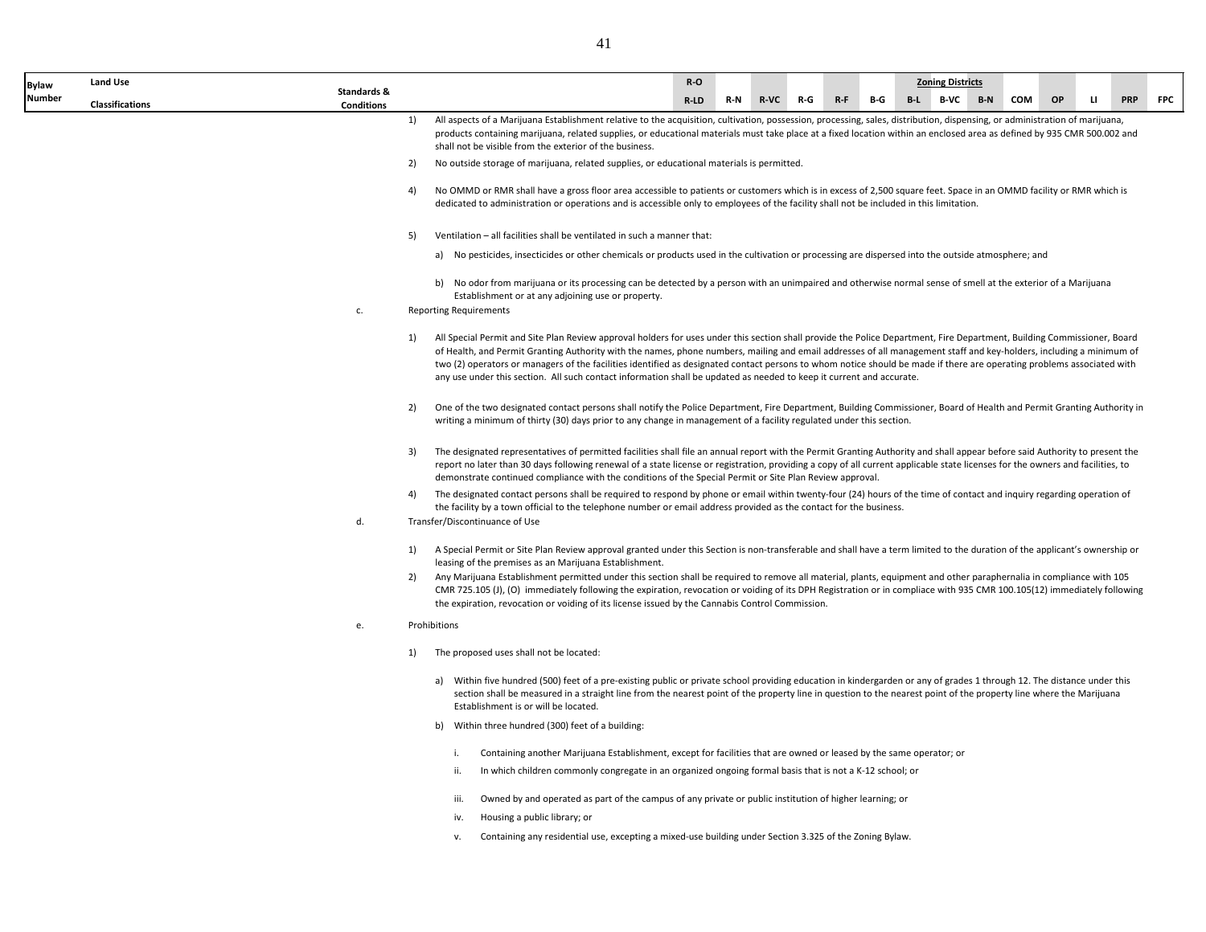| Bylaw Number | Land Use Classifications | Standards & Conditions | R-O R-LD | R-N | R-VC | R-G | R-F | B-G | B-L | B-VC | B-N | COM | OP | LI | PRP | FPC |
|---|---|---|---|---|---|---|---|---|---|---|---|---|---|---|---|---|

1) All aspects of a Marijuana Establishment relative to the acquisition, cultivation, possession, processing, sales, distribution, dispensing, or administration of marijuana, products containing marijuana, related supplies, or educational materials must take place at a fixed location within an enclosed area as defined by 935 CMR 500.002 and shall not be visible from the exterior of the business.

2) No outside storage of marijuana, related supplies, or educational materials is permitted.

4) No OMMD or RMR shall have a gross floor area accessible to patients or customers which is in excess of 2,500 square feet. Space in an OMMD facility or RMR which is dedicated to administration or operations and is accessible only to employees of the facility shall not be included in this limitation.

5) Ventilation – all facilities shall be ventilated in such a manner that:

a) No pesticides, insecticides or other chemicals or products used in the cultivation or processing are dispersed into the outside atmosphere; and

b) No odor from marijuana or its processing can be detected by a person with an unimpaired and otherwise normal sense of smell at the exterior of a Marijuana Establishment or at any adjoining use or property.

c. Reporting Requirements

1) All Special Permit and Site Plan Review approval holders for uses under this section shall provide the Police Department, Fire Department, Building Commissioner, Board of Health, and Permit Granting Authority with the names, phone numbers, mailing and email addresses of all management staff and key-holders, including a minimum of two (2) operators or managers of the facilities identified as designated contact persons to whom notice should be made if there are operating problems associated with any use under this section. All such contact information shall be updated as needed to keep it current and accurate.

2) One of the two designated contact persons shall notify the Police Department, Fire Department, Building Commissioner, Board of Health and Permit Granting Authority in writing a minimum of thirty (30) days prior to any change in management of a facility regulated under this section.

3) The designated representatives of permitted facilities shall file an annual report with the Permit Granting Authority and shall appear before said Authority to present the report no later than 30 days following renewal of a state license or registration, providing a copy of all current applicable state licenses for the owners and facilities, to demonstrate continued compliance with the conditions of the Special Permit or Site Plan Review approval.

4) The designated contact persons shall be required to respond by phone or email within twenty-four (24) hours of the time of contact and inquiry regarding operation of the facility by a town official to the telephone number or email address provided as the contact for the business.

d. Transfer/Discontinuance of Use

1) A Special Permit or Site Plan Review approval granted under this Section is non-transferable and shall have a term limited to the duration of the applicant's ownership or leasing of the premises as an Marijuana Establishment.

2) Any Marijuana Establishment permitted under this section shall be required to remove all material, plants, equipment and other paraphernalia in compliance with 105 CMR 725.105 (J), (O) immediately following the expiration, revocation or voiding of its DPH Registration or in compliace with 935 CMR 100.105(12) immediately following the expiration, revocation or voiding of its license issued by the Cannabis Control Commission.

e. Prohibitions

1) The proposed uses shall not be located:

a) Within five hundred (500) feet of a pre-existing public or private school providing education in kindergarden or any of grades 1 through 12. The distance under this section shall be measured in a straight line from the nearest point of the property line in question to the nearest point of the property line where the Marijuana Establishment is or will be located.

b) Within three hundred (300) feet of a building:

i. Containing another Marijuana Establishment, except for facilities that are owned or leased by the same operator; or

ii. In which children commonly congregate in an organized ongoing formal basis that is not a K-12 school; or

iii. Owned by and operated as part of the campus of any private or public institution of higher learning; or

iv. Housing a public library; or

v. Containing any residential use, excepting a mixed-use building under Section 3.325 of the Zoning Bylaw.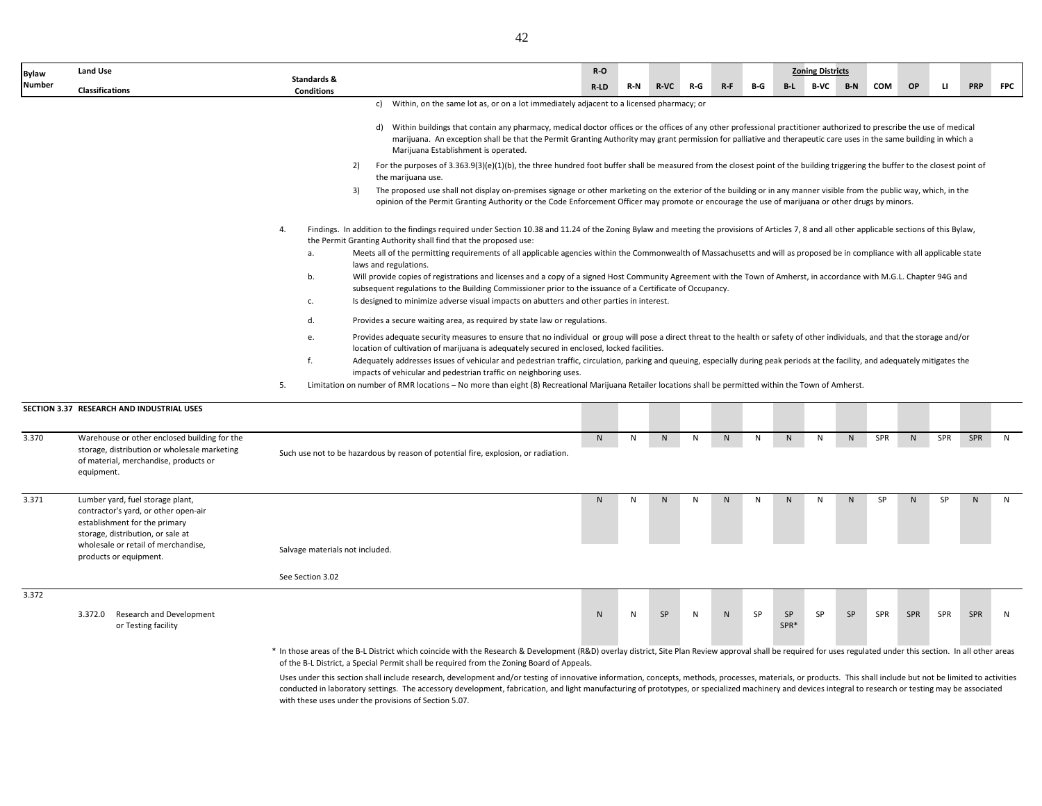| Bylaw Number | Land Use Classifications | Standards & Conditions | R-O R-LD | R-N | R-VC | R-G | R-F | B-G | B-L | B-VC | B-N | COM | OP | LI | PRP | FPC |
|---|---|---|---|---|---|---|---|---|---|---|---|---|---|---|---|---|

c) Within, on the same lot as, or on a lot immediately adjacent to a licensed pharmacy; or

d) Within buildings that contain any pharmacy, medical doctor offices or the offices of any other professional practitioner authorized to prescribe the use of medical marijuana. An exception shall be that the Permit Granting Authority may grant permission for palliative and therapeutic care uses in the same building in which a Marijuana Establishment is operated.

2) For the purposes of 3.363.9(3)(e)(1)(b), the three hundred foot buffer shall be measured from the closest point of the building triggering the buffer to the closest point of the marijuana use.

3) The proposed use shall not display on-premises signage or other marketing on the exterior of the building or in any manner visible from the public way, which, in the opinion of the Permit Granting Authority or the Code Enforcement Officer may promote or encourage the use of marijuana or other drugs by minors.

4. Findings. In addition to the findings required under Section 10.38 and 11.24 of the Zoning Bylaw and meeting the provisions of Articles 7, 8 and all other applicable sections of this Bylaw, the Permit Granting Authority shall find that the proposed use:

a. Meets all of the permitting requirements of all applicable agencies within the Commonwealth of Massachusetts and will as proposed be in compliance with all applicable state laws and regulations.

b. Will provide copies of registrations and licenses and a copy of a signed Host Community Agreement with the Town of Amherst, in accordance with M.G.L. Chapter 94G and subsequent regulations to the Building Commissioner prior to the issuance of a Certificate of Occupancy.

c. Is designed to minimize adverse visual impacts on abutters and other parties in interest.

d. Provides a secure waiting area, as required by state law or regulations.

e. Provides adequate security measures to ensure that no individual or group will pose a direct threat to the health or safety of other individuals, and that the storage and/or location of cultivation of marijuana is adequately secured in enclosed, locked facilities.

f. Adequately addresses issues of vehicular and pedestrian traffic, circulation, parking and queuing, especially during peak periods at the facility, and adequately mitigates the impacts of vehicular and pedestrian traffic on neighboring uses.

5. Limitation on number of RMR locations – No more than eight (8) Recreational Marijuana Retailer locations shall be permitted within the Town of Amherst.

**SECTION 3.37 RESEARCH AND INDUSTRIAL USES**

| Bylaw Number | Land Use Classifications | Standards & Conditions | R-O R-LD | R-N | R-VC | R-G | R-F | B-G | B-L | B-VC | B-N | COM | OP | LI | PRP | FPC |
|---|---|---|---|---|---|---|---|---|---|---|---|---|---|---|---|---|
| 3.370 | Warehouse or other enclosed building for the storage, distribution or wholesale marketing of material, merchandise, products or equipment. | Such use not to be hazardous by reason of potential fire, explosion, or radiation. | N | N | N | N | N | N | N | N | N | SPR | N | SPR | SPR | N |
| 3.371 | Lumber yard, fuel storage plant, contractor's yard, or other open-air establishment for the primary storage, distribution, or sale at wholesale or retail of merchandise, products or equipment. | Salvage materials not included. See Section 3.02 | N | N | N | N | N | N | N | N | N | SP | N | SP | N | N |
| 3.372 | | | | | | | | | | | | | | | | |
| | 3.372.0 Research and Development or Testing facility | | N | N | SP | N | N | SP | SP SPR* | SP | SP | SPR | SPR | SPR | SPR | N |

\* In those areas of the B-L District which coincide with the Research & Development (R&D) overlay district, Site Plan Review approval shall be required for uses regulated under this section. In all other areas of the B-L District, a Special Permit shall be required from the Zoning Board of Appeals.

Uses under this section shall include research, development and/or testing of innovative information, concepts, methods, processes, materials, or products. This shall include but not be limited to activities conducted in laboratory settings. The accessory development, fabrication, and light manufacturing of prototypes, or specialized machinery and devices integral to research or testing may be associated with these uses under the provisions of Section 5.07.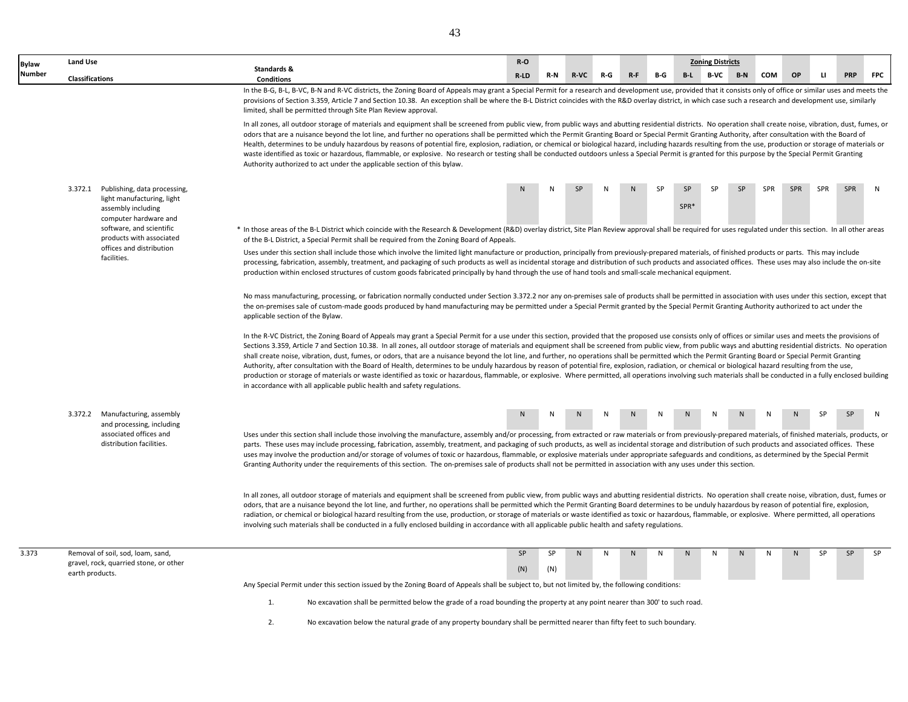| Bylaw Number | Land Use Classifications | Standards & Conditions | R-O R-LD | R-N | R-VC | R-G | R-F | B-G | B-L | B-VC | B-N | COM | OP | LI | PRP | FPC |
|---|---|---|---|---|---|---|---|---|---|---|---|---|---|---|---|---|

In the B-G, B-L, B-VC, B-N and R-VC districts, the Zoning Board of Appeals may grant a Special Permit for a research and development use, provided that it consists only of office or similar uses and meets the provisions of Section 3.359, Article 7 and Section 10.38. An exception shall be where the B-L District coincides with the R&D overlay district, in which case such a research and development use, similarly limited, shall be permitted through Site Plan Review approval.

In all zones, all outdoor storage of materials and equipment shall be screened from public view, from public ways and abutting residential districts. No operation shall create noise, vibration, dust, fumes, or odors that are a nuisance beyond the lot line, and further no operations shall be permitted which the Permit Granting Board or Special Permit Granting Authority, after consultation with the Board of Health, determines to be unduly hazardous by reasons of potential fire, explosion, radiation, or chemical or biological hazard, including hazards resulting from the use, production or storage of materials or waste identified as toxic or hazardous, flammable, or explosive. No research or testing shall be conducted outdoors unless a Special Permit is granted for this purpose by the Special Permit Granting Authority authorized to act under the applicable section of this bylaw.

| Bylaw Number | Land Use Classifications | R-O R-LD | R-N | R-VC | R-G | R-F | B-G | B-L | B-VC | B-N | COM | OP | LI | PRP | FPC |
|---|---|---|---|---|---|---|---|---|---|---|---|---|---|---|---|
| 3.372.1 | Publishing, data processing, light manufacturing, light assembly including computer hardware and software, and scientific products with associated offices and distribution facilities. | N | N | SP | N | N | SP | SP SPR* | SP | SP | SPR | SPR | SPR | SPR | N |

\* In those areas of the B-L District which coincide with the Research & Development (R&D) overlay district, Site Plan Review approval shall be required for uses regulated under this section. In all other areas of the B-L District, a Special Permit shall be required from the Zoning Board of Appeals.

Uses under this section shall include those which involve the limited light manufacture or production, principally from previously-prepared materials, of finished products or parts. This may include processing, fabrication, assembly, treatment, and packaging of such products as well as incidental storage and distribution of such products and associated offices. These uses may also include the on-site production within enclosed structures of custom goods fabricated principally by hand through the use of hand tools and small-scale mechanical equipment.

No mass manufacturing, processing, or fabrication normally conducted under Section 3.372.2 nor any on-premises sale of products shall be permitted in association with uses under this section, except that the on-premises sale of custom-made goods produced by hand manufacturing may be permitted under a Special Permit granted by the Special Permit Granting Authority authorized to act under the applicable section of the Bylaw.

In the R-VC District, the Zoning Board of Appeals may grant a Special Permit for a use under this section, provided that the proposed use consists only of offices or similar uses and meets the provisions of Sections 3.359, Article 7 and Section 10.38. In all zones, all outdoor storage of materials and equipment shall be screened from public view, from public ways and abutting residential districts. No operation shall create noise, vibration, dust, fumes, or odors, that are a nuisance beyond the lot line, and further, no operations shall be permitted which the Permit Granting Board or Special Permit Granting Authority, after consultation with the Board of Health, determines to be unduly hazardous by reason of potential fire, explosion, radiation, or chemical or biological hazard resulting from the use, production or storage of materials or waste identified as toxic or hazardous, flammable, or explosive. Where permitted, all operations involving such materials shall be conducted in a fully enclosed building in accordance with all applicable public health and safety regulations.

| Bylaw Number | Land Use Classifications | R-O R-LD | R-N | R-VC | R-G | R-F | B-G | B-L | B-VC | B-N | COM | OP | LI | PRP | FPC |
|---|---|---|---|---|---|---|---|---|---|---|---|---|---|---|---|
| 3.372.2 | Manufacturing, assembly and processing, including associated offices and distribution facilities. | N | N | N | N | N | N | N | N | N | N | N | SP | SP | N |

Uses under this section shall include those involving the manufacture, assembly and/or processing, from extracted or raw materials or from previously-prepared materials, of finished materials, products, or parts. These uses may include processing, fabrication, assembly, treatment, and packaging of such products, as well as incidental storage and distribution of such products and associated offices. These uses may involve the production and/or storage of volumes of toxic or hazardous, flammable, or explosive materials under appropriate safeguards and conditions, as determined by the Special Permit Granting Authority under the requirements of this section. The on-premises sale of products shall not be permitted in association with any uses under this section.

In all zones, all outdoor storage of materials and equipment shall be screened from public view, from public ways and abutting residential districts. No operation shall create noise, vibration, dust, fumes or odors, that are a nuisance beyond the lot line, and further, no operations shall be permitted which the Permit Granting Board determines to be unduly hazardous by reason of potential fire, explosion, radiation, or chemical or biological hazard resulting from the use, production, or storage of materials or waste identified as toxic or hazardous, flammable, or explosive. Where permitted, all operations involving such materials shall be conducted in a fully enclosed building in accordance with all applicable public health and safety regulations.

| Bylaw Number | Land Use Classifications | R-O R-LD | R-N | R-VC | R-G | R-F | B-G | B-L | B-VC | B-N | COM | OP | LI | PRP | FPC |
|---|---|---|---|---|---|---|---|---|---|---|---|---|---|---|---|
| 3.373 | Removal of soil, sod, loam, sand, gravel, rock, quarried stone, or other earth products. | SP (N) | SP (N) | N | N | N | N | N | N | N | N | N | SP | SP | SP |

Any Special Permit under this section issued by the Zoning Board of Appeals shall be subject to, but not limited by, the following conditions:

1. No excavation shall be permitted below the grade of a road bounding the property at any point nearer than 300' to such road.

2. No excavation below the natural grade of any property boundary shall be permitted nearer than fifty feet to such boundary.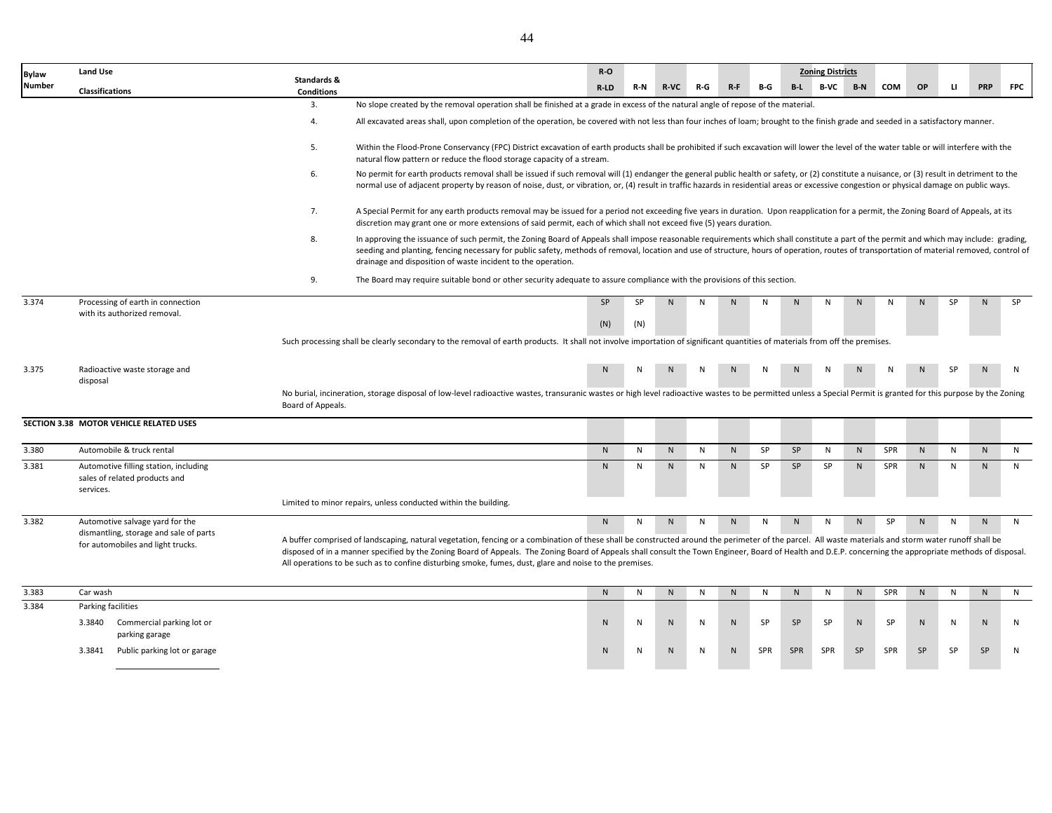| Bylaw Number | Land Use Classifications | Standards & Conditions | R-O / R-LD | R-N | R-VC | R-G | R-F | B-G | B-L | B-VC | B-N | COM | OP | LI | PRP | FPC |
|---|---|---|---|---|---|---|---|---|---|---|---|---|---|---|---|---|
| | | 3. No slope created by the removal operation shall be finished at a grade in excess of the natural angle of repose of the material. | | | | | | | | | | | | | | |
| | | 4. All excavated areas shall, upon completion of the operation, be covered with not less than four inches of loam; brought to the finish grade and seeded in a satisfactory manner. | | | | | | | | | | | | | | |
| | | 5. Within the Flood-Prone Conservancy (FPC) District excavation of earth products shall be prohibited if such excavation will lower the level of the water table or will interfere with the natural flow pattern or reduce the flood storage capacity of a stream. | | | | | | | | | | | | | | |
| | | 6. No permit for earth products removal shall be issued if such removal will (1) endanger the general public health or safety, or (2) constitute a nuisance, or (3) result in detriment to the normal use of adjacent property by reason of noise, dust, or vibration, or, (4) result in traffic hazards in residential areas or excessive congestion or physical damage on public ways. | | | | | | | | | | | | | | |
| | | 7. A Special Permit for any earth products removal may be issued for a period not exceeding five years in duration. Upon reapplication for a permit, the Zoning Board of Appeals, at its discretion may grant one or more extensions of said permit, each of which shall not exceed five (5) years duration. | | | | | | | | | | | | | | |
| | | 8. In approving the issuance of such permit, the Zoning Board of Appeals shall impose reasonable requirements which shall constitute a part of the permit and which may include: grading, seeding and planting, fencing necessary for public safety, methods of removal, location and use of structure, hours of operation, routes of transportation of material removed, control of drainage and disposition of waste incident to the operation. | | | | | | | | | | | | | | |
| | | 9. The Board may require suitable bond or other security adequate to assure compliance with the provisions of this section. | | | | | | | | | | | | | | |
| 3.374 | Processing of earth in connection with its authorized removal. | | SP (N) | SP (N) | N | N | N | N | N | N | N | N | N | SP | N | SP |
| | | Such processing shall be clearly secondary to the removal of earth products. It shall not involve importation of significant quantities of materials from off the premises. | | | | | | | | | | | | | | |
| 3.375 | Radioactive waste storage and disposal | | N | N | N | N | N | N | N | N | N | N | N | SP | N | N |
| | | No burial, incineration, storage disposal of low-level radioactive wastes, transuranic wastes or high level radioactive wastes to be permitted unless a Special Permit is granted for this purpose by the Zoning Board of Appeals. | | | | | | | | | | | | | | |
| **SECTION 3.38** | **MOTOR VEHICLE RELATED USES** | | | | | | | | | | | | | | | |
| 3.380 | Automobile & truck rental | | N | N | N | N | N | SP | SP | N | N | SPR | N | N | N | N |
| 3.381 | Automotive filling station, including sales of related products and services. | | N | N | N | N | N | SP | SP | SP | N | SPR | N | N | N | N |
| | | Limited to minor repairs, unless conducted within the building. | | | | | | | | | | | | | | |
| 3.382 | Automotive salvage yard for the dismantling, storage and sale of parts for automobiles and light trucks. | | N | N | N | N | N | N | N | N | N | SP | N | N | N | N |
| | | A buffer comprised of landscaping, natural vegetation, fencing or a combination of these shall be constructed around the perimeter of the parcel. All waste materials and storm water runoff shall be disposed of in a manner specified by the Zoning Board of Appeals. The Zoning Board of Appeals shall consult the Town Engineer, Board of Health and D.E.P. concerning the appropriate methods of disposal. All operations to be such as to confine disturbing smoke, fumes, dust, glare and noise to the premises. | | | | | | | | | | | | | | |
| 3.383 | Car wash | | N | N | N | N | N | N | N | N | N | SPR | N | N | N | N |
| 3.384 | Parking facilities | | | | | | | | | | | | | | | |
| | 3.3840 Commercial parking lot or parking garage | | N | N | N | N | N | SP | SP | SP | N | SP | N | N | N | N |
| | 3.3841 Public parking lot or garage | | N | N | N | N | N | SPR | SPR | SPR | SP | SPR | SP | SP | SP | N |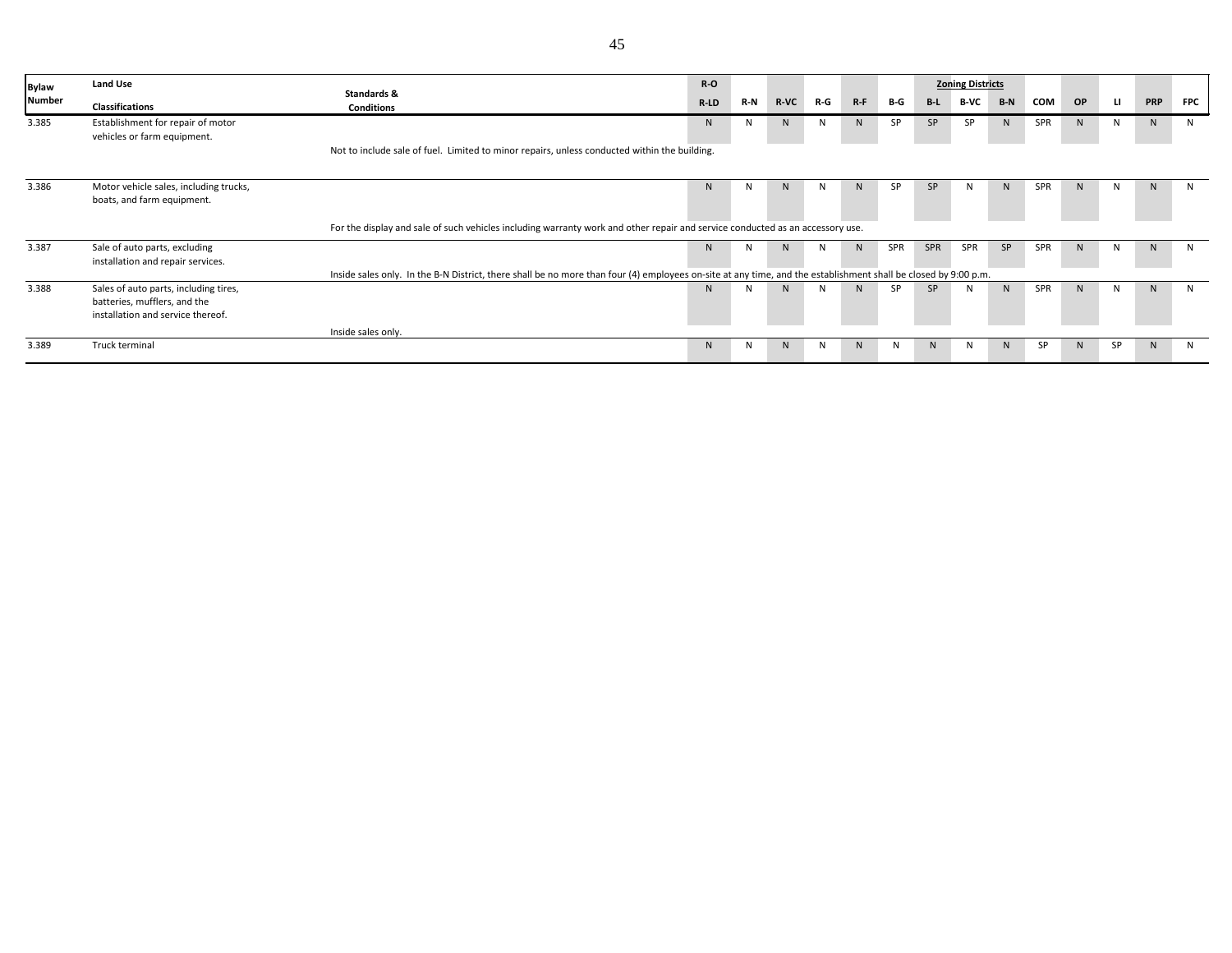| Bylaw Number | Land Use Classifications | Standards & Conditions | R-O R-LD | R-N | R-VC | R-G | R-F | B-G | B-L | B-VC | B-N | COM | OP | LI | PRP | FPC |
|---|---|---|---|---|---|---|---|---|---|---|---|---|---|---|---|---|
| | | | | | | | | | Zoning Districts | | | | | | | |
| 3.385 | Establishment for repair of motor vehicles or farm equipment. | Not to include sale of fuel. Limited to minor repairs, unless conducted within the building. | N | N | N | N | N | SP | SP | SP | N | SPR | N | N | N | N |
| 3.386 | Motor vehicle sales, including trucks, boats, and farm equipment. | For the display and sale of such vehicles including warranty work and other repair and service conducted as an accessory use. | N | N | N | N | N | SP | SP | N | N | SPR | N | N | N | N |
| 3.387 | Sale of auto parts, excluding installation and repair services. | Inside sales only. In the B-N District, there shall be no more than four (4) employees on-site at any time, and the establishment shall be closed by 9:00 p.m. | N | N | N | N | N | SPR | SPR | SPR | SP | SPR | N | N | N | N |
| 3.388 | Sales of auto parts, including tires, batteries, mufflers, and the installation and service thereof. | Inside sales only. | N | N | N | N | N | SP | SP | N | N | SPR | N | N | N | N |
| 3.389 | Truck terminal | | N | N | N | N | N | N | N | N | N | SP | N | SP | N | N |